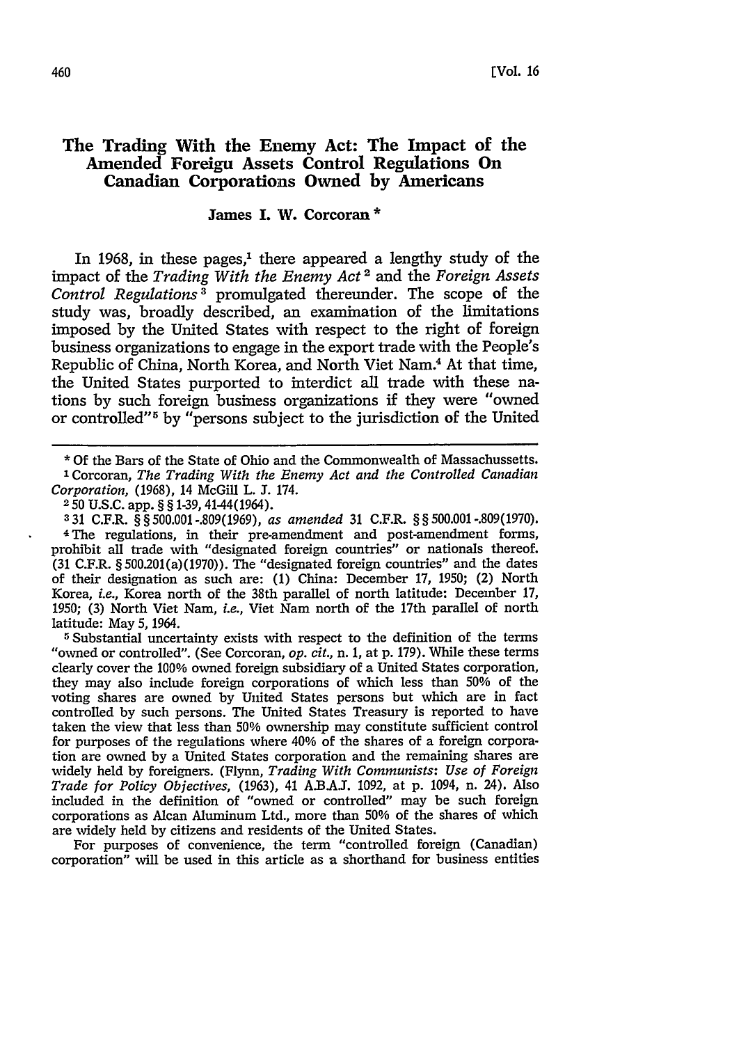# The Trading With the Enemy Act: The Impact of the Amended Foreigu Assets Control Regulations On Canadian Corporations Owned by Americans

**James I. W. Corcoran** *

In 1968, in these pages,[1] there appeared a lengthy study of the impact of the *Trading With the Enemy Act*[2] and the *Foreign Assets Control Regulations*[3] promulgated thereunder. The scope of the study was, broadly described, an examination of the limitations imposed by the United States with respect to the right of foreign business organizations to engage in the export trade with the People's Republic of China, North Korea, and North Viet Nam.[4] At that time, the United States purported to interdict all trade with these nations by such foreign business organizations if they were "owned or controlled"[5] by "persons subject to the jurisdiction of the United

---

\* Of the Bars of the State of Ohio and the Commonwealth of Massachussetts.

[1] Corcoran, *The Trading With the Enemy Act and the Controlled Canadian Corporation*, (1968), 14 McGill L. J. 174.

[2] 50 U.S.C. app. § § 1-39, 41-44(1964).

[3] 31 C.F.R. § § 500.001-.809(1969), *as amended* 31 C.F.R. § § 500.001-.809(1970).

[4] The regulations, in their pre-amendment and post-amendment forms, prohibit all trade with "designated foreign countries" or nationals thereof. (31 C.F.R. § 500.201(a)(1970)). The "designated foreign countries" and the dates of their designation as such are: (1) China: December 17, 1950; (2) North Korea, *i.e.*, Korea north of the 38th parallel of north latitude: December 17, 1950; (3) North Viet Nam, *i.e.*, Viet Nam north of the 17th parallel of north latitude: May 5, 1964.

[5] Substantial uncertainty exists with respect to the definition of the terms "owned or controlled". (See Corcoran, *op. cit.*, n. 1, at p. 179). While these terms clearly cover the 100% owned foreign subsidiary of a United States corporation, they may also include foreign corporations of which less than 50% of the voting shares are owned by United States persons but which are in fact controlled by such persons. The United States Treasury is reported to have taken the view that less than 50% ownership may constitute sufficient control for purposes of the regulations where 40% of the shares of a foreign corporation are owned by a United States corporation and the remaining shares are widely held by foreigners. (Flynn, *Trading With Communists: Use of Foreign Trade for Policy Objectives*, (1963), 41 A.B.A.J. 1092, at p. 1094, n. 24). Also included in the definition of "owned or controlled" may be such foreign corporations as Alcan Aluminum Ltd., more than 50% of the shares of which are widely held by citizens and residents of the United States.

For purposes of convenience, the term "controlled foreign (Canadian) corporation" will be used in this article as a shorthand for business entities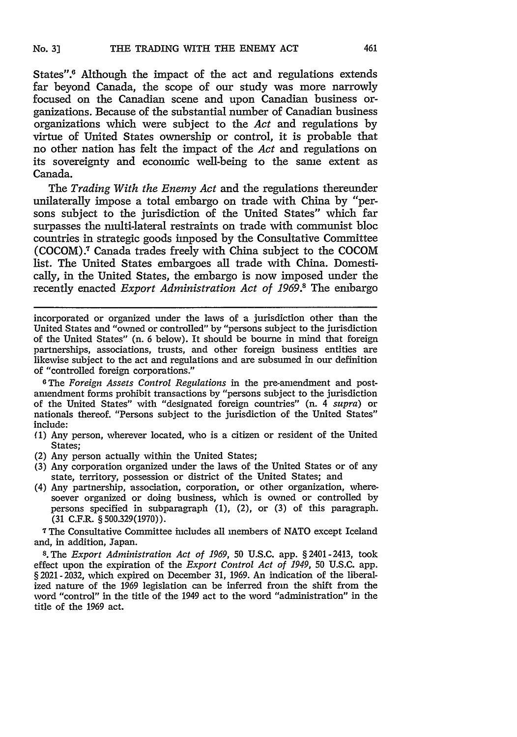States".[6] Although the impact of the act and regulations extends far beyond Canada, the scope of our study was more narrowly focused on the Canadian scene and upon Canadian business organizations. Because of the substantial number of Canadian business organizations which were subject to the *Act* and regulations by virtue of United States ownership or control, it is probable that no other nation has felt the impact of the *Act* and regulations on its sovereignty and economic well-being to the same extent as Canada.

The *Trading With the Enemy Act* and the regulations thereunder unilaterally impose a total embargo on trade with China by "persons subject to the jurisdiction of the United States" which far surpasses the multi-lateral restraints on trade with communist bloc countries in strategic goods imposed by the Consultative Committee (COCOM).[7] Canada trades freely with China subject to the COCOM list. The United States embargoes all trade with China. Domestically, in the United States, the embargo is now imposed under the recently enacted *Export Administration Act of 1969*.[8] The embargo

---

incorporated or organized under the laws of a jurisdiction other than the United States and "owned or controlled" by "persons subject to the jurisdiction of the United States" (n. 6 below). It should be bourne in mind that foreign partnerships, associations, trusts, and other foreign business entities are likewise subject to the act and regulations and are subsumed in our definition of "controlled foreign corporations."

[6] The *Foreign Assets Control Regulations* in the pre-amendment and post-amendment forms prohibit transactions by "persons subject to the jurisdiction of the United States" with "designated foreign countries" (n. 4 *supra*) or nationals thereof. "Persons subject to the jurisdiction of the United States" include:

(1) Any person, wherever located, who is a citizen or resident of the United States;
(2) Any person actually within the United States;
(3) Any corporation organized under the laws of the United States or of any state, territory, possession or district of the United States; and
(4) Any partnership, association, corporation, or other organization, wheresoever organized or doing business, which is owned or controlled by persons specified in subparagraph (1), (2), or (3) of this paragraph. (31 C.F.R. § 500.329(1970)).

[7] The Consultative Committee includes all members of NATO except Iceland and, in addition, Japan.

[8] The *Export Administration Act of 1969*, 50 U.S.C. app. § 2401 - 2413, took effect upon the expiration of the *Export Control Act of 1949*, 50 U.S.C. app. § 2021 - 2032, which expired on December 31, 1969. An indication of the liberalized nature of the 1969 legislation can be inferred from the shift from the word "control" in the title of the 1949 act to the word "administration" in the title of the 1969 act.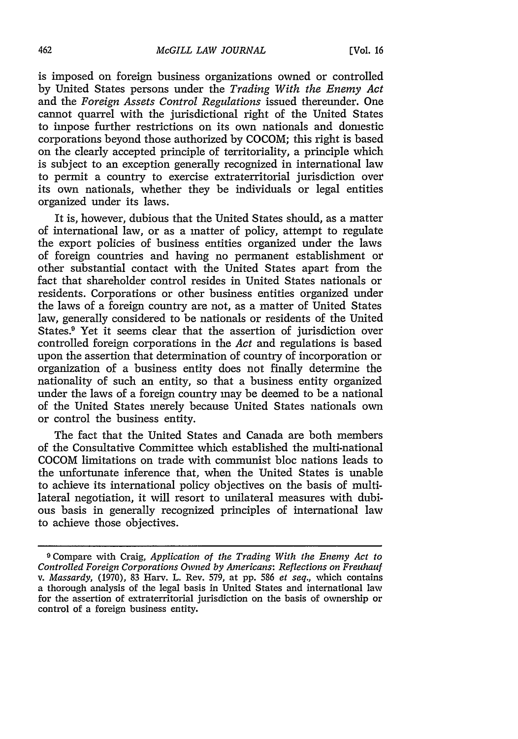is imposed on foreign business organizations owned or controlled by United States persons under the *Trading With the Enemy Act* and the *Foreign Assets Control Regulations* issued thereunder. One cannot quarrel with the jurisdictional right of the United States to impose further restrictions on its own nationals and domestic corporations beyond those authorized by COCOM; this right is based on the clearly accepted principle of territoriality, a principle which is subject to an exception generally recognized in international law to permit a country to exercise extraterritorial jurisdiction over its own nationals, whether they be individuals or legal entities organized under its laws.

It is, however, dubious that the United States should, as a matter of international law, or as a matter of policy, attempt to regulate the export policies of business entities organized under the laws of foreign countries and having no permanent establishment or other substantial contact with the United States apart from the fact that shareholder control resides in United States nationals or residents. Corporations or other business entities organized under the laws of a foreign country are not, as a matter of United States law, generally considered to be nationals or residents of the United States.[9] Yet it seems clear that the assertion of jurisdiction over controlled foreign corporations in the *Act* and regulations is based upon the assertion that determination of country of incorporation or organization of a business entity does not finally determine the nationality of such an entity, so that a business entity organized under the laws of a foreign country may be deemed to be a national of the United States merely because United States nationals own or control the business entity.

The fact that the United States and Canada are both members of the Consultative Committee which established the multi-national COCOM limitations on trade with communist bloc nations leads to the unfortunate inference that, when the United States is unable to achieve its international policy objectives on the basis of multilateral negotiation, it will resort to unilateral measures with dubious basis in generally recognized principles of international law to achieve those objectives.

---

[9] Compare with Craig, *Application of the Trading With the Enemy Act to Controlled Foreign Corporations Owned by Americans: Reflections on Freuhauf v. Massardy*, (1970), 83 Harv. L. Rev. 579, at pp. 586 *et seq.*, which contains a thorough analysis of the legal basis in United States and international law for the assertion of extraterritorial jurisdiction on the basis of ownership or control of a foreign business entity.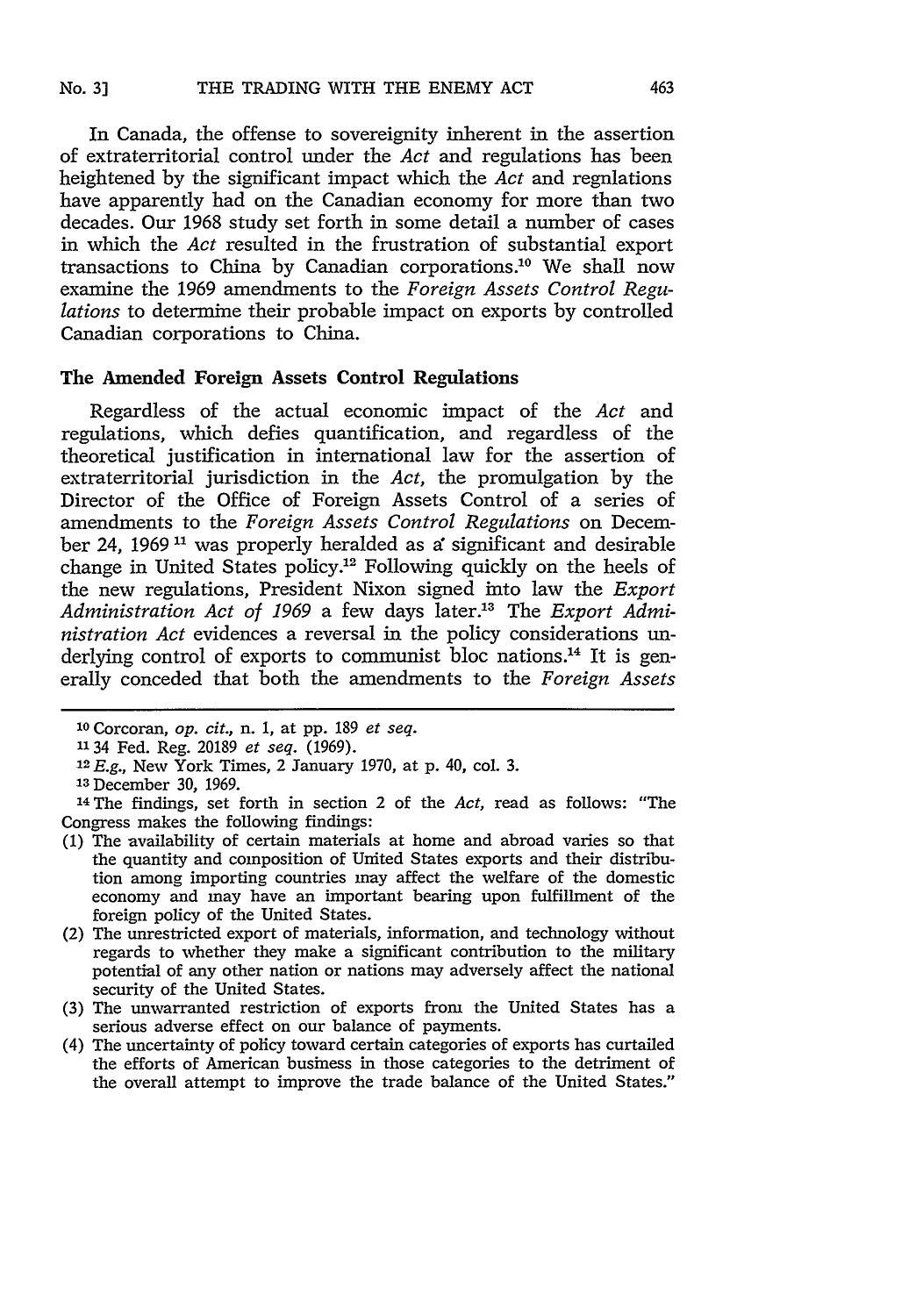In Canada, the offense to sovereignity inherent in the assertion of extraterritorial control under the *Act* and regulations has been heightened by the significant impact which the *Act* and regnlations have apparently had on the Canadian economy for more than two decades. Our 1968 study set forth in some detail a number of cases in which the *Act* resulted in the frustration of substantial export transactions to China by Canadian corporations.[10] We shall now examine the 1969 amendments to the *Foreign Assets Control Regulations* to determine their probable impact on exports by controlled Canadian corporations to China.

## The Amended Foreign Assets Control Regulations

Regardless of the actual economic impact of the *Act* and regulations, which defies quantification, and regardless of the theoretical justification in international law for the assertion of extraterritorial jurisdiction in the *Act*, the promulgation by the Director of the Office of Foreign Assets Control of a series of amendments to the *Foreign Assets Control Regulations* on December 24, 1969[11] was properly heralded as a significant and desirable change in United States policy.[12] Following quickly on the heels of the new regulations, President Nixon signed into law the *Export Administration Act of 1969* a few days later.[13] The *Export Administration Act* evidences a reversal in the policy considerations underlying control of exports to communist bloc nations.[14] It is generally conceded that both the amendments to the *Foreign Assets*

---

[10] Corcoran, *op. cit.*, n. 1, at pp. 189 *et seq.*

[11] 34 Fed. Reg. 20189 *et seq.* (1969).

[12] *E.g.*, New York Times, 2 January 1970, at p. 40, col. 3.

[13] December 30, 1969.

[14] The findings, set forth in section 2 of the *Act*, read as follows: "The Congress makes the following findings:

(1) The availability of certain materials at home and abroad varies so that the quantity and composition of United States exports and their distribution among importing countries may affect the welfare of the domestic economy and may have an important bearing upon fulfillment of the foreign policy of the United States.
(2) The unrestricted export of materials, information, and technology without regards to whether they make a significant contribution to the military potential of any other nation or nations may adversely affect the national security of the United States.
(3) The unwarranted restriction of exports from the United States has a serious adverse effect on our balance of payments.
(4) The uncertainty of policy toward certain categories of exports has curtailed the efforts of American business in those categories to the detriment of the overall attempt to improve the trade balance of the United States."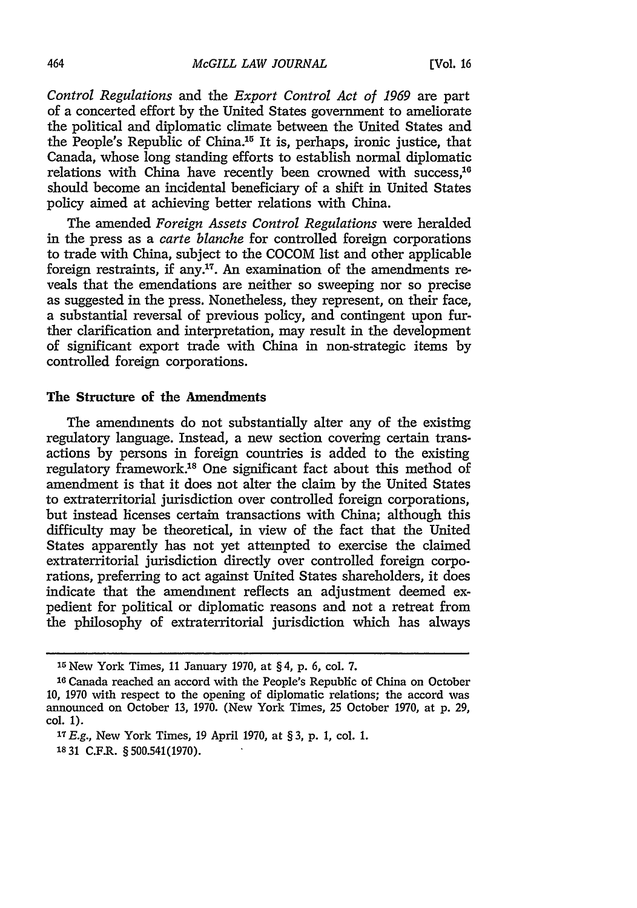*Control Regulations* and the *Export Control Act of 1969* are part of a concerted effort by the United States government to ameliorate the political and diplomatic climate between the United States and the People's Republic of China.[15] It is, perhaps, ironic justice, that Canada, whose long standing efforts to establish normal diplomatic relations with China have recently been crowned with success,[16] should become an incidental beneficiary of a shift in United States policy aimed at achieving better relations with China.

The amended *Foreign Assets Control Regulations* were heralded in the press as a *carte blanche* for controlled foreign corporations to trade with China, subject to the COCOM list and other applicable foreign restraints, if any.[17]. An examination of the amendments reveals that the emendations are neither so sweeping nor so precise as suggested in the press. Nonetheless, they represent, on their face, a substantial reversal of previous policy, and contingent upon further clarification and interpretation, may result in the development of significant export trade with China in non-strategic items by controlled foreign corporations.

**The Structure of the Amendments**

The amendments do not substantially alter any of the existing regulatory language. Instead, a new section covering certain transactions by persons in foreign countries is added to the existing regulatory framework.[18] One significant fact about this method of amendment is that it does not alter the claim by the United States to extraterritorial jurisdiction over controlled foreign corporations, but instead licenses certain transactions with China; although this difficulty may be theoretical, in view of the fact that the United States apparently has not yet attempted to exercise the claimed extraterritorial jurisdiction directly over controlled foreign corporations, preferring to act against United States shareholders, it does indicate that the amendment reflects an adjustment deemed expedient for political or diplomatic reasons and not a retreat from the philosophy of extraterritorial jurisdiction which has always

---

[15] New York Times, 11 January 1970, at §4, p. 6, col. 7.

[16] Canada reached an accord with the People's Republic of China on October 10, 1970 with respect to the opening of diplomatic relations; the accord was announced on October 13, 1970. (New York Times, 25 October 1970, at p. 29, col. 1).

[17] *E.g.*, New York Times, 19 April 1970, at §3, p. 1, col. 1.

[18] 31 C.F.R. §500.541(1970).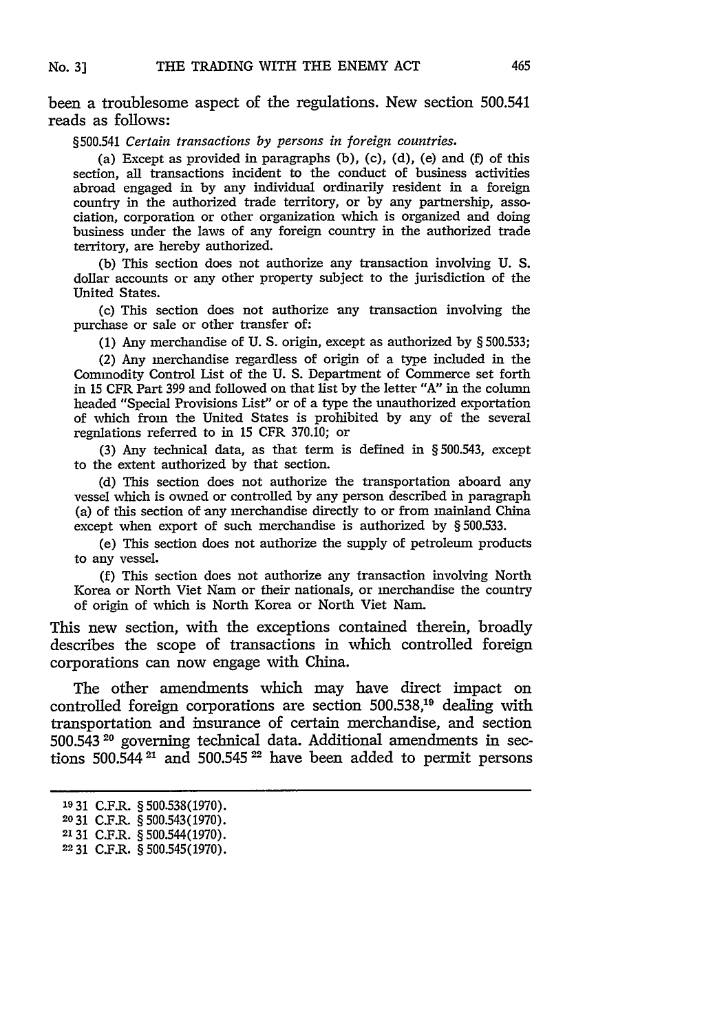been a troublesome aspect of the regulations. New section 500.541 reads as follows:

§500.541 *Certain transactions by persons in foreign countries.*

(a) Except as provided in paragraphs (b), (c), (d), (e) and (f) of this section, all transactions incident to the conduct of business activities abroad engaged in by any individual ordinarily resident in a foreign country in the authorized trade territory, or by any partnership, association, corporation or other organization which is organized and doing business under the laws of any foreign country in the authorized trade territory, are hereby authorized.

(b) This section does not authorize any transaction involving U. S. dollar accounts or any other property subject to the jurisdiction of the United States.

(c) This section does not authorize any transaction involving the purchase or sale or other transfer of:

(1) Any merchandise of U. S. origin, except as authorized by § 500.533;

(2) Any merchandise regardless of origin of a type included in the Commodity Control List of the U. S. Department of Commerce set forth in 15 CFR Part 399 and followed on that list by the letter "A" in the column headed "Special Provisions List" or of a type the unauthorized exportation of which from the United States is prohibited by any of the several regulations referred to in 15 CFR 370.10; or

(3) Any technical data, as that term is defined in § 500.543, except to the extent authorized by that section.

(d) This section does not authorize the transportation aboard any vessel which is owned or controlled by any person described in paragraph (a) of this section of any merchandise directly to or from mainland China except when export of such merchandise is authorized by § 500.533.

(e) This section does not authorize the supply of petroleum products to any vessel.

(f) This section does not authorize any transaction involving North Korea or North Viet Nam or their nationals, or merchandise the country of origin of which is North Korea or North Viet Nam.

This new section, with the exceptions contained therein, broadly describes the scope of transactions in which controlled foreign corporations can now engage with China.

The other amendments which may have direct impact on controlled foreign corporations are section 500.538,[19] dealing with transportation and insurance of certain merchandise, and section 500.543 [20] governing technical data. Additional amendments in sections 500.544 [21] and 500.545 [22] have been added to permit persons

---

[19] 31 C.F.R. § 500.538 (1970).
[20] 31 C.F.R. § 500.543 (1970).
[21] 31 C.F.R. § 500.544 (1970).
[22] 31 C.F.R. § 500.545 (1970).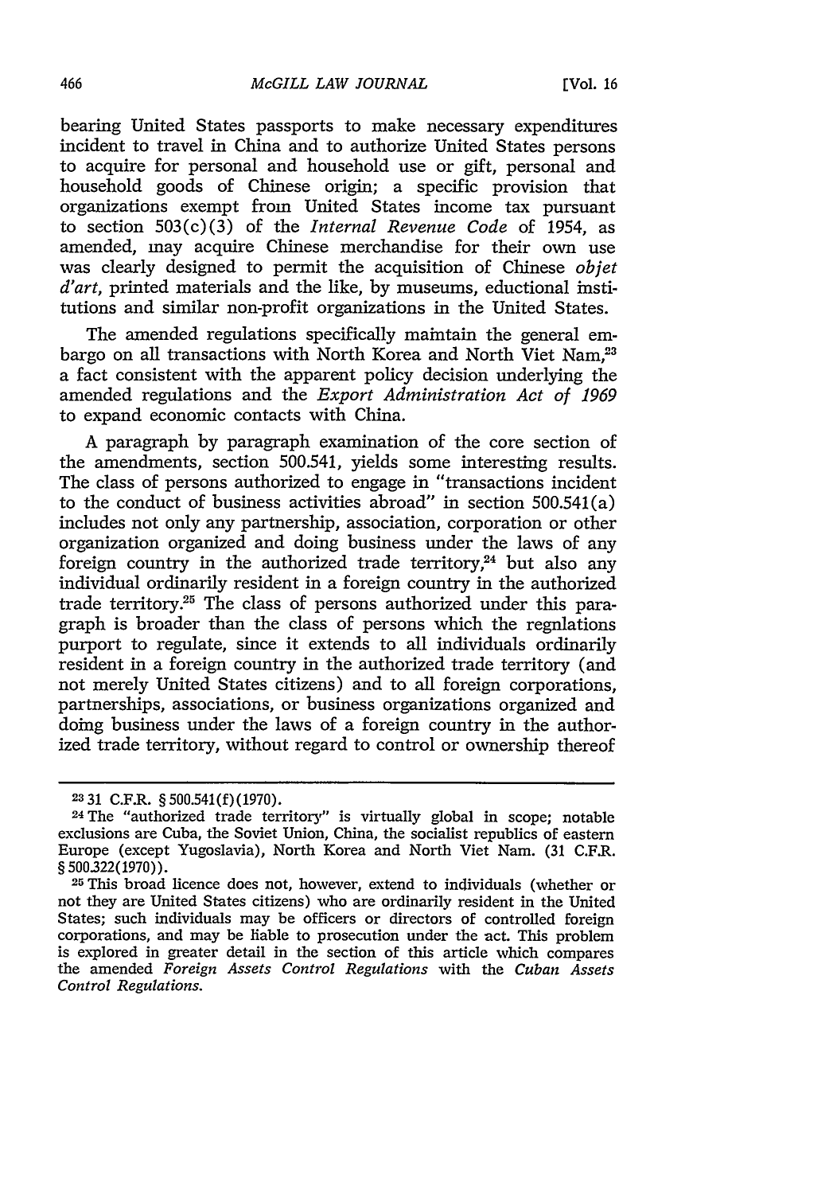bearing United States passports to make necessary expenditures incident to travel in China and to authorize United States persons to acquire for personal and household use or gift, personal and household goods of Chinese origin; a specific provision that organizations exempt from United States income tax pursuant to section 503(c)(3) of the *Internal Revenue Code* of 1954, as amended, may acquire Chinese merchandise for their own use was clearly designed to permit the acquisition of Chinese *objet d'art*, printed materials and the like, by museums, eductional institutions and similar non-profit organizations in the United States.

The amended regulations specifically maintain the general embargo on all transactions with North Korea and North Viet Nam,[23] a fact consistent with the apparent policy decision underlying the amended regulations and the *Export Administration Act of 1969* to expand economic contacts with China.

A paragraph by paragraph examination of the core section of the amendments, section 500.541, yields some interesting results. The class of persons authorized to engage in "transactions incident to the conduct of business activities abroad" in section 500.541(a) includes not only any partnership, association, corporation or other organization organized and doing business under the laws of any foreign country in the authorized trade territory,[24] but also any individual ordinarily resident in a foreign country in the authorized trade territory.[25] The class of persons authorized under this paragraph is broader than the class of persons which the regnlations purport to regulate, since it extends to all individuals ordinarily resident in a foreign country in the authorized trade territory (and not merely United States citizens) and to all foreign corporations, partnerships, associations, or business organizations organized and doing business under the laws of a foreign country in the authorized trade territory, without regard to control or ownership thereof

---

[23] 31 C.F.R. § 500.541(f)(1970).

[24] The "authorized trade territory" is virtually global in scope; notable exclusions are Cuba, the Soviet Union, China, the socialist republics of eastern Europe (except Yugoslavia), North Korea and North Viet Nam. (31 C.F.R. § 500.322(1970)).

[25] This broad licence does not, however, extend to individuals (whether or not they are United States citizens) who are ordinarily resident in the United States; such individuals may be officers or directors of controlled foreign corporations, and may be liable to prosecution under the act. This problem is explored in greater detail in the section of this article which compares the amended *Foreign Assets Control Regulations* with the *Cuban Assets Control Regulations*.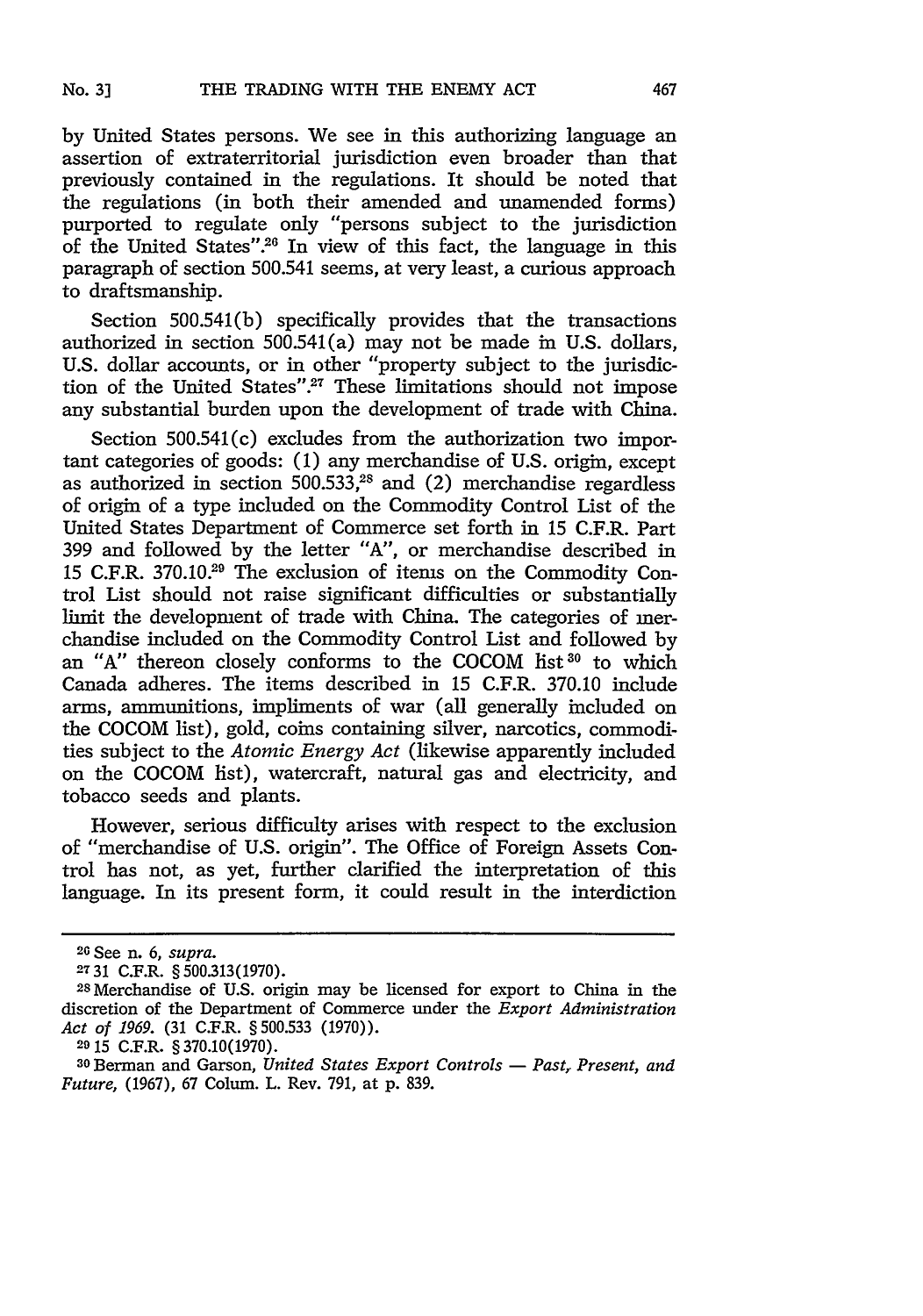by United States persons. We see in this authorizing language an assertion of extraterritorial jurisdiction even broader than that previously contained in the regulations. It should be noted that the regulations (in both their amended and unamended forms) purported to regulate only "persons subject to the jurisdiction of the United States".[26] In view of this fact, the language in this paragraph of section 500.541 seems, at very least, a curious approach to draftsmanship.

Section 500.541(b) specifically provides that the transactions authorized in section 500.541(a) may not be made in U.S. dollars, U.S. dollar accounts, or in other "property subject to the jurisdiction of the United States".[27] These limitations should not impose any substantial burden upon the development of trade with China.

Section 500.541(c) excludes from the authorization two important categories of goods: (1) any merchandise of U.S. origin, except as authorized in section 500.533,[28] and (2) merchandise regardless of origin of a type included on the Commodity Control List of the United States Department of Commerce set forth in 15 C.F.R. Part 399 and followed by the letter "A", or merchandise described in 15 C.F.R. 370.10.[29] The exclusion of items on the Commodity Control List should not raise significant difficulties or substantially limit the development of trade with China. The categories of merchandise included on the Commodity Control List and followed by an "A" thereon closely conforms to the COCOM list[30] to which Canada adheres. The items described in 15 C.F.R. 370.10 include arms, ammunitions, impliments of war (all generally included on the COCOM list), gold, coins containing silver, narcotics, commodities subject to the *Atomic Energy Act* (likewise apparently included on the COCOM list), watercraft, natural gas and electricity, and tobacco seeds and plants.

However, serious difficulty arises with respect to the exclusion of "merchandise of U.S. origin". The Office of Foreign Assets Control has not, as yet, further clarified the interpretation of this language. In its present form, it could result in the interdiction

---

[26] See n. 6, *supra*.

[27] 31 C.F.R. § 500.313(1970).

[28] Merchandise of U.S. origin may be licensed for export to China in the discretion of the Department of Commerce under the *Export Administration Act of 1969*. (31 C.F.R. § 500.533 (1970)).

[29] 15 C.F.R. § 370.10(1970).

[30] Berman and Garson, *United States Export Controls — Past, Present, and Future*, (1967), 67 Colum. L. Rev. 791, at p. 839.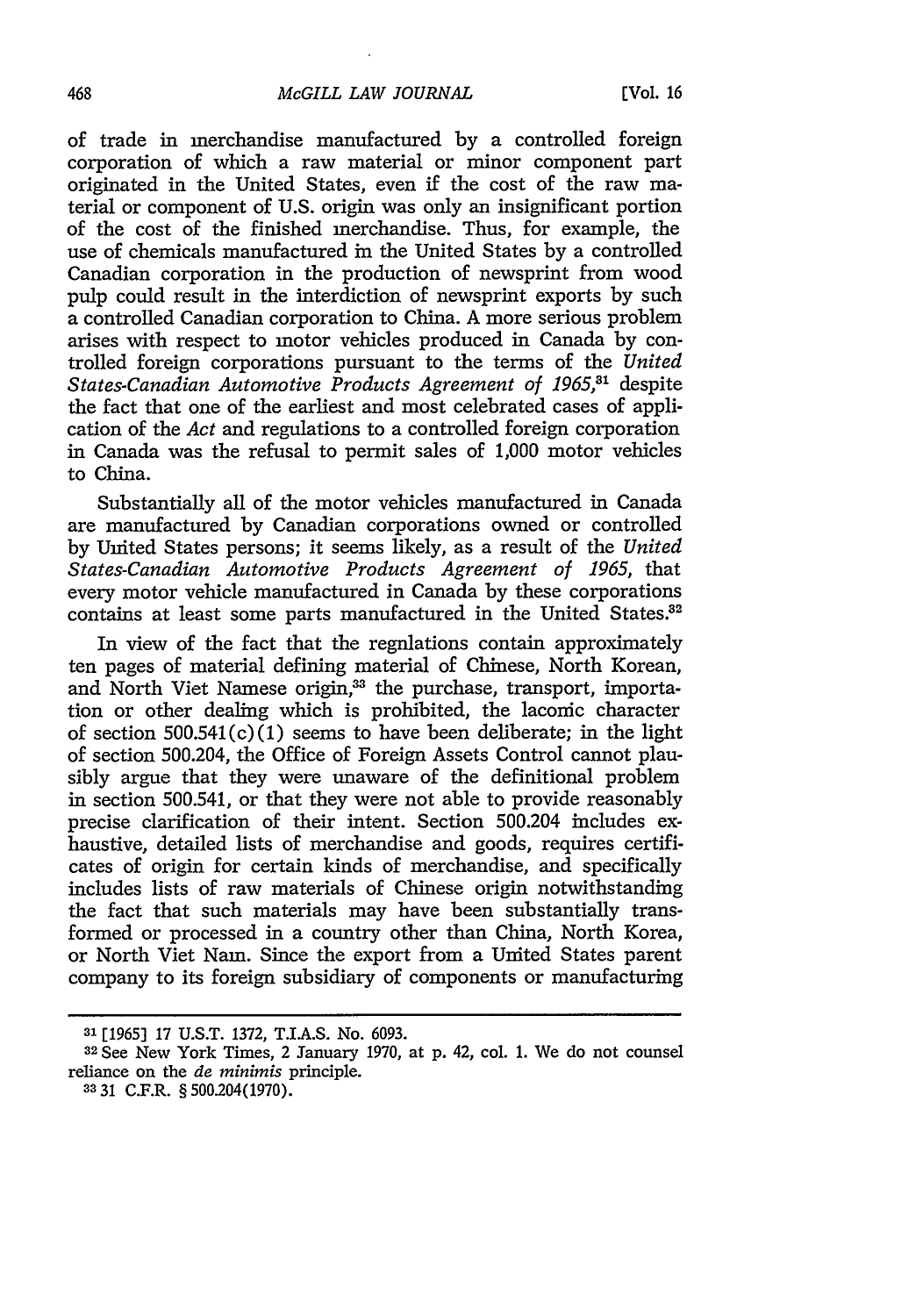of trade in merchandise manufactured by a controlled foreign corporation of which a raw material or minor component part originated in the United States, even if the cost of the raw material or component of U.S. origin was only an insignificant portion of the cost of the finished merchandise. Thus, for example, the use of chemicals manufactured in the United States by a controlled Canadian corporation in the production of newsprint from wood pulp could result in the interdiction of newsprint exports by such a controlled Canadian corporation to China. A more serious problem arises with respect to motor vehicles produced in Canada by controlled foreign corporations pursuant to the terms of the *United States-Canadian Automotive Products Agreement of 1965*,[31] despite the fact that one of the earliest and most celebrated cases of application of the *Act* and regulations to a controlled foreign corporation in Canada was the refusal to permit sales of 1,000 motor vehicles to China.

Substantially all of the motor vehicles manufactured in Canada are manufactured by Canadian corporations owned or controlled by United States persons; it seems likely, as a result of the *United States-Canadian Automotive Products Agreement of 1965*, that every motor vehicle manufactured in Canada by these corporations contains at least some parts manufactured in the United States.[32]

In view of the fact that the regulations contain approximately ten pages of material defining material of Chinese, North Korean, and North Viet Namese origin,[33] the purchase, transport, importation or other dealing which is prohibited, the laconic character of section 500.541(c)(1) seems to have been deliberate; in the light of section 500.204, the Office of Foreign Assets Control cannot plausibly argue that they were unaware of the definitional problem in section 500.541, or that they were not able to provide reasonably precise clarification of their intent. Section 500.204 includes exhaustive, detailed lists of merchandise and goods, requires certificates of origin for certain kinds of merchandise, and specifically includes lists of raw materials of Chinese origin notwithstanding the fact that such materials may have been substantially transformed or processed in a country other than China, North Korea, or North Viet Nam. Since the export from a United States parent company to its foreign subsidiary of components or manufacturing

---

[31] [1965] 17 U.S.T. 1372, T.I.A.S. No. 6093.

[32] See New York Times, 2 January 1970, at p. 42, col. 1. We do not counsel reliance on the *de minimis* principle.

[33] 31 C.F.R. § 500.204(1970).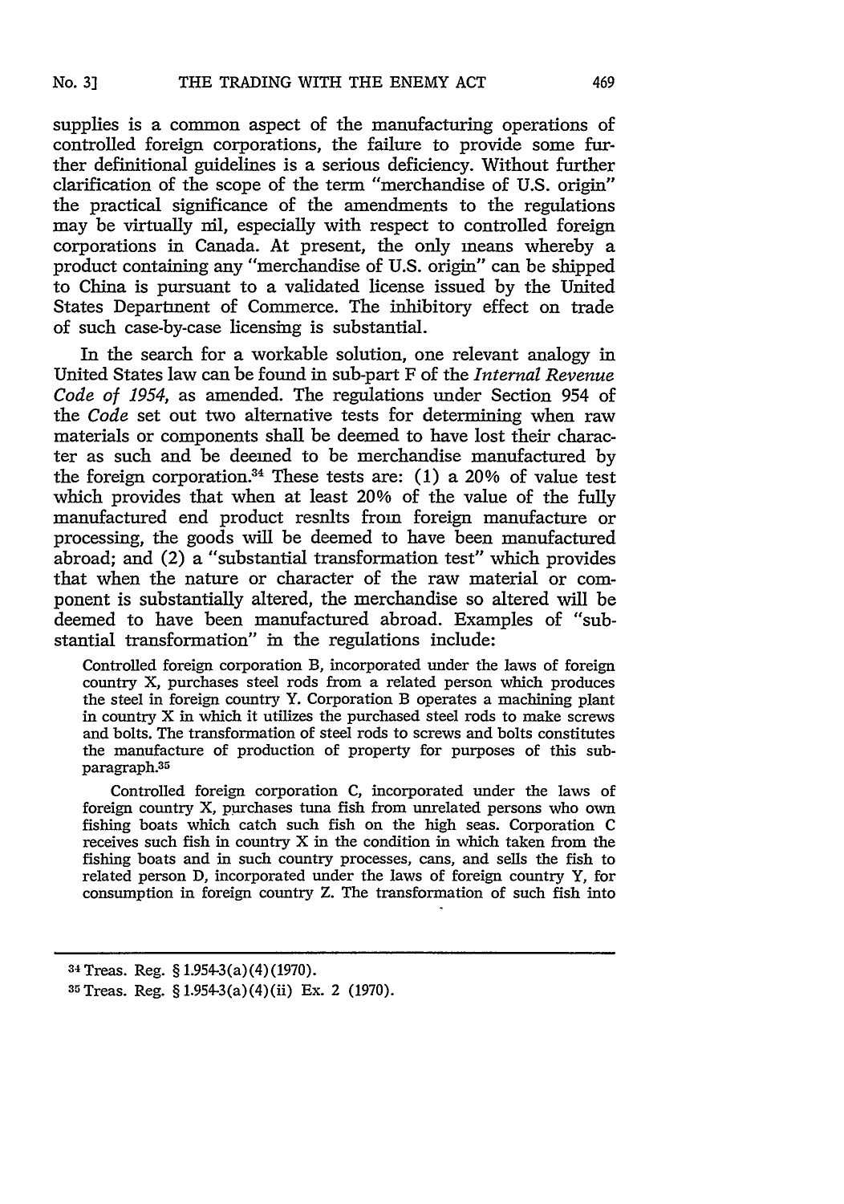supplies is a common aspect of the manufacturing operations of controlled foreign corporations, the failure to provide some further definitional guidelines is a serious deficiency. Without further clarification of the scope of the term "merchandise of U.S. origin" the practical significance of the amendments to the regulations may be virtually nil, especially with respect to controlled foreign corporations in Canada. At present, the only means whereby a product containing any "merchandise of U.S. origin" can be shipped to China is pursuant to a validated license issued by the United States Department of Commerce. The inhibitory effect on trade of such case-by-case licensing is substantial.

In the search for a workable solution, one relevant analogy in United States law can be found in sub-part F of the *Internal Revenue Code of 1954*, as amended. The regulations under Section 954 of the *Code* set out two alternative tests for determining when raw materials or components shall be deemed to have lost their character as such and be deemed to be merchandise manufactured by the foreign corporation.[34] These tests are: (1) a 20% of value test which provides that when at least 20% of the value of the fully manufactured end product resnlts from foreign manufacture or processing, the goods will be deemed to have been manufactured abroad; and (2) a "substantial transformation test" which provides that when the nature or character of the raw material or component is substantially altered, the merchandise so altered will be deemed to have been manufactured abroad. Examples of "substantial transformation" in the regulations include:

> Controlled foreign corporation B, incorporated under the laws of foreign country X, purchases steel rods from a related person which produces the steel in foreign country Y. Corporation B operates a machining plant in country X in which it utilizes the purchased steel rods to make screws and bolts. The transformation of steel rods to screws and bolts constitutes the manufacture of production of property for purposes of this subparagraph.[35]
>
> Controlled foreign corporation C, incorporated under the laws of foreign country X, purchases tuna fish from unrelated persons who own fishing boats which catch such fish on the high seas. Corporation C receives such fish in country X in the condition in which taken from the fishing boats and in such country processes, cans, and sells the fish to related person D, incorporated under the laws of foreign country Y, for consumption in foreign country Z. The transformation of such fish into

---

[34] Treas. Reg. § 1.954-3(a)(4)(1970).

[35] Treas. Reg. § 1.954-3(a)(4)(ii) Ex. 2 (1970).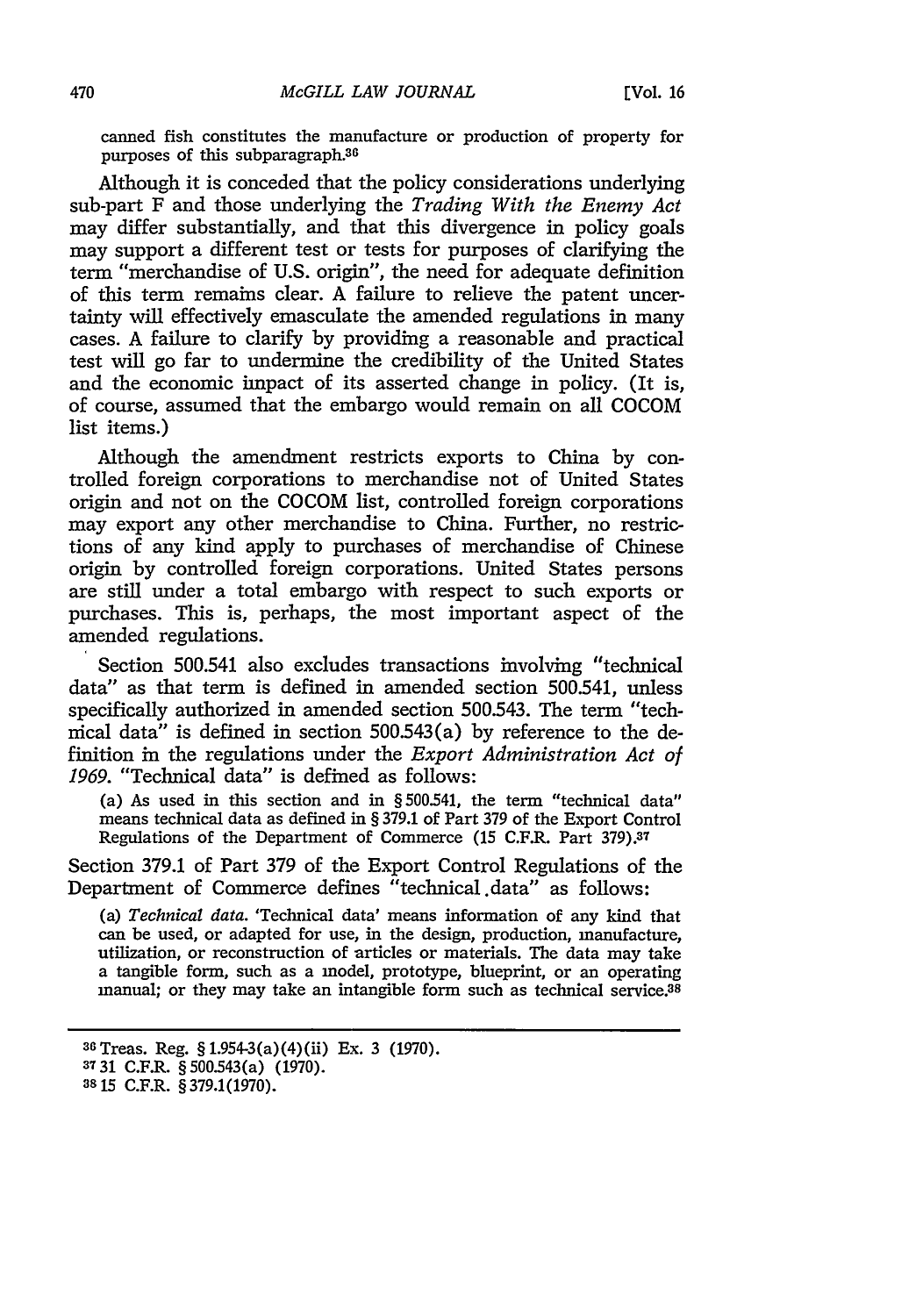canned fish constitutes the manufacture or production of property for purposes of this subparagraph.[36]

Although it is conceded that the policy considerations underlying sub-part F and those underlying the *Trading With the Enemy Act* may differ substantially, and that this divergence in policy goals may support a different test or tests for purposes of clarifying the term "merchandise of U.S. origin", the need for adequate definition of this term remains clear. A failure to relieve the patent uncertainty will effectively emasculate the amended regulations in many cases. A failure to clarify by providing a reasonable and practical test will go far to undermine the credibility of the United States and the economic impact of its asserted change in policy. (It is, of course, assumed that the embargo would remain on all COCOM list items.)

Although the amendment restricts exports to China by controlled foreign corporations to merchandise not of United States origin and not on the COCOM list, controlled foreign corporations may export any other merchandise to China. Further, no restrictions of any kind apply to purchases of merchandise of Chinese origin by controlled foreign corporations. United States persons are still under a total embargo with respect to such exports or purchases. This is, perhaps, the most important aspect of the amended regulations.

Section 500.541 also excludes transactions involving "technical data" as that term is defined in amended section 500.541, unless specifically authorized in amended section 500.543. The term "technical data" is defined in section 500.543(a) by reference to the definition in the regulations under the *Export Administration Act of 1969*. "Technical data" is defined as follows:

> (a) As used in this section and in § 500.541, the term "technical data" means technical data as defined in § 379.1 of Part 379 of the Export Control Regulations of the Department of Commerce (15 C.F.R. Part 379).[37]

Section 379.1 of Part 379 of the Export Control Regulations of the Department of Commerce defines "technical data" as follows:

> (a) *Technical data.* 'Technical data' means information of any kind that can be used, or adapted for use, in the design, production, manufacture, utilization, or reconstruction of articles or materials. The data may take a tangible form, such as a model, prototype, blueprint, or an operating manual; or they may take an intangible form such as technical service.[38]

---

[36] Treas. Reg. § 1.954-3(a)(4)(ii) Ex. 3 (1970).

[37] 31 C.F.R. § 500.543(a) (1970).

[38] 15 C.F.R. § 379.1(1970).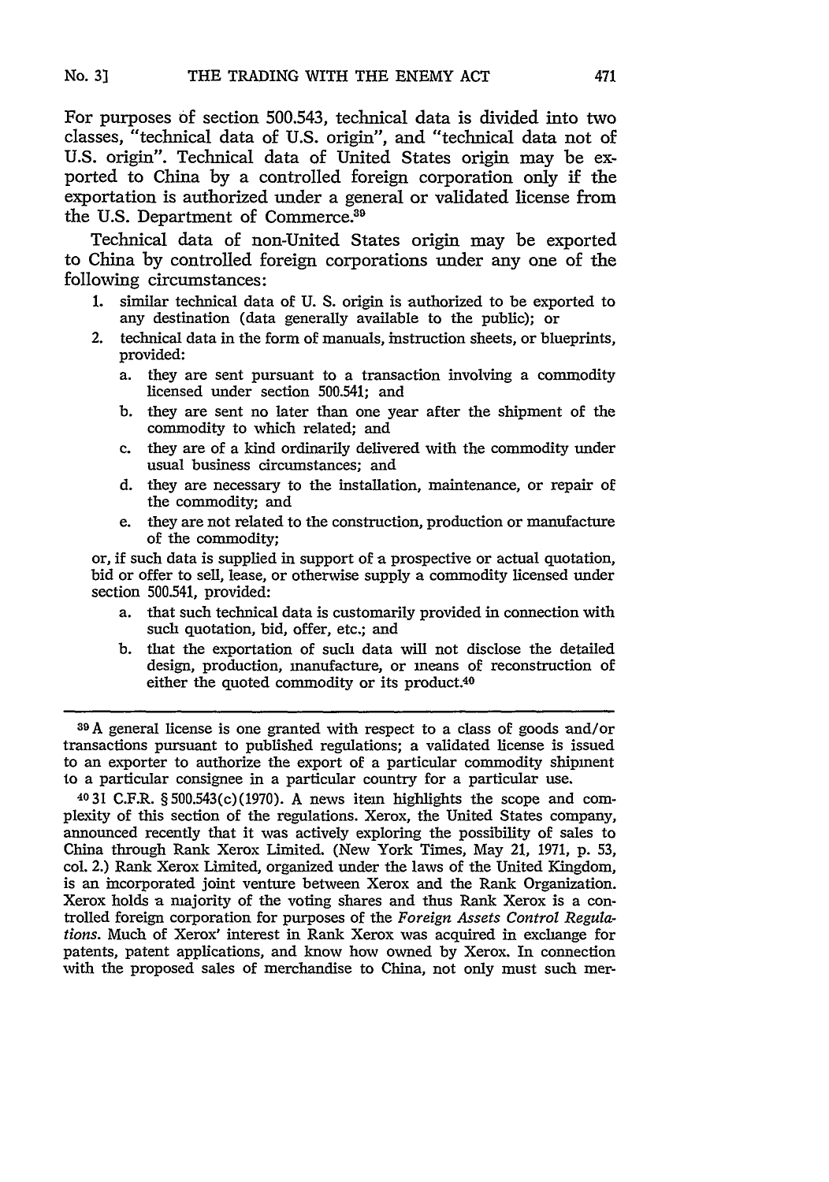For purposes of section 500.543, technical data is divided into two classes, "technical data of U.S. origin", and "technical data not of U.S. origin". Technical data of United States origin may be exported to China by a controlled foreign corporation only if the exportation is authorized under a general or validated license from the U.S. Department of Commerce.[39]

Technical data of non-United States origin may be exported to China by controlled foreign corporations under any one of the following circumstances:

1. similar technical data of U. S. origin is authorized to be exported to any destination (data generally available to the public); or
2. technical data in the form of manuals, instruction sheets, or blueprints, provided:
   a. they are sent pursuant to a transaction involving a commodity licensed under section 500.541; and
   b. they are sent no later than one year after the shipment of the commodity to which related; and
   c. they are of a kind ordinarily delivered with the commodity under usual business circumstances; and
   d. they are necessary to the installation, maintenance, or repair of the commodity; and
   e. they are not related to the construction, production or manufacture of the commodity;

or, if such data is supplied in support of a prospective or actual quotation, bid or offer to sell, lease, or otherwise supply a commodity licensed under section 500.541, provided:

   a. that such technical data is customarily provided in connection with such quotation, bid, offer, etc.; and
   b. that the exportation of such data will not disclose the detailed design, production, manufacture, or means of reconstruction of either the quoted commodity or its product.[40]

---

[39] A general license is one granted with respect to a class of goods and/or transactions pursuant to published regulations; a validated license is issued to an exporter to authorize the export of a particular commodity shipment to a particular consignee in a particular country for a particular use.

[40] 31 C.F.R. § 500.543(c)(1970). A news item highlights the scope and complexity of this section of the regulations. Xerox, the United States company, announced recently that it was actively exploring the possibility of sales to China through Rank Xerox Limited. (New York Times, May 21, 1971, p. 53, col. 2.) Rank Xerox Limited, organized under the laws of the United Kingdom, is an incorporated joint venture between Xerox and the Rank Organization. Xerox holds a majority of the voting shares and thus Rank Xerox is a controlled foreign corporation for purposes of the *Foreign Assets Control Regulations*. Much of Xerox' interest in Rank Xerox was acquired in exchange for patents, patent applications, and know how owned by Xerox. In connection with the proposed sales of merchandise to China, not only must such mer-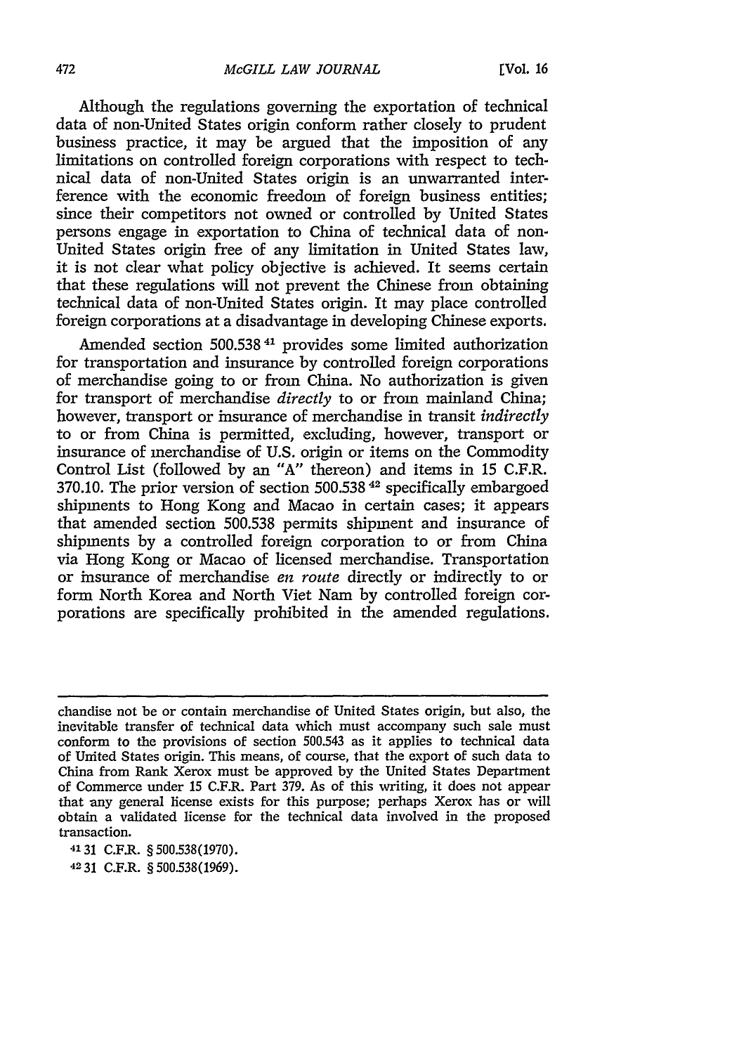Although the regulations governing the exportation of technical data of non-United States origin conform rather closely to prudent business practice, it may be argued that the imposition of any limitations on controlled foreign corporations with respect to technical data of non-United States origin is an unwarranted interference with the economic freedom of foreign business entities; since their competitors not owned or controlled by United States persons engage in exportation to China of technical data of non-United States origin free of any limitation in United States law, it is not clear what policy objective is achieved. It seems certain that these regulations will not prevent the Chinese from obtaining technical data of non-United States origin. It may place controlled foreign corporations at a disadvantage in developing Chinese exports.

Amended section 500.538 [41] provides some limited authorization for transportation and insurance by controlled foreign corporations of merchandise going to or from China. No authorization is given for transport of merchandise *directly* to or from mainland China; however, transport or insurance of merchandise in transit *indirectly* to or from China is permitted, excluding, however, transport or insurance of merchandise of U.S. origin or items on the Commodity Control List (followed by an "A" thereon) and items in 15 C.F.R. 370.10. The prior version of section 500.538 [42] specifically embargoed shipments to Hong Kong and Macao in certain cases; it appears that amended section 500.538 permits shipment and insurance of shipments by a controlled foreign corporation to or from China via Hong Kong or Macao of licensed merchandise. Transportation or insurance of merchandise *en route* directly or indirectly to or form North Korea and North Viet Nam by controlled foreign corporations are specifically prohibited in the amended regulations.

---

chandise not be or contain merchandise of United States origin, but also, the inevitable transfer of technical data which must accompany such sale must conform to the provisions of section 500.543 as it applies to technical data of United States origin. This means, of course, that the export of such data to China from Rank Xerox must be approved by the United States Department of Commerce under 15 C.F.R. Part 379. As of this writing, it does not appear that any general license exists for this purpose; perhaps Xerox has or will obtain a validated license for the technical data involved in the proposed transaction.

[41] 31 C.F.R. § 500.538(1970).

[42] 31 C.F.R. § 500.538(1969).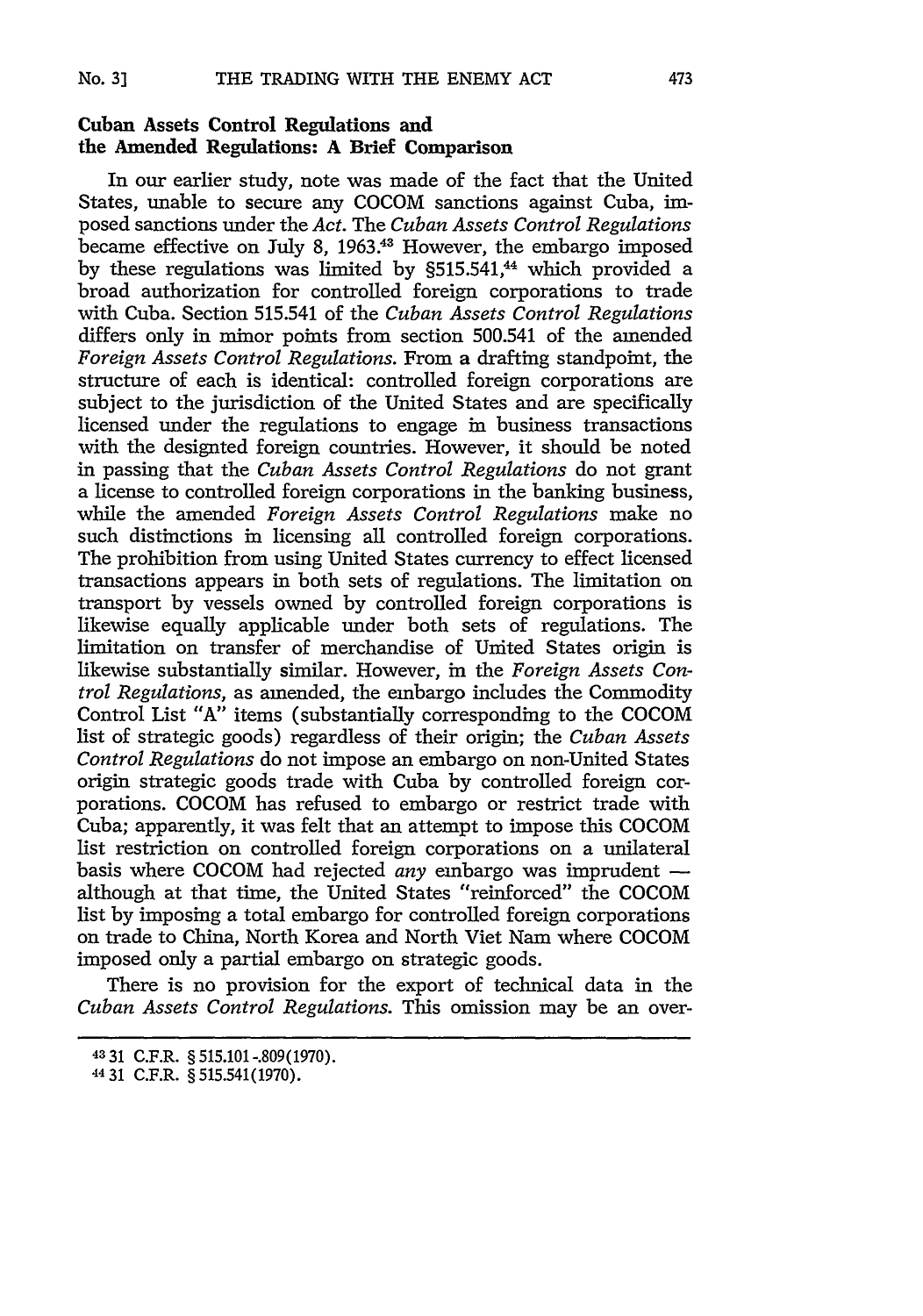## Cuban Assets Control Regulations and the Amended Regulations: A Brief Comparison

In our earlier study, note was made of the fact that the United States, unable to secure any COCOM sanctions against Cuba, imposed sanctions under the *Act*. The *Cuban Assets Control Regulations* became effective on July 8, 1963.[43] However, the embargo imposed by these regulations was limited by §515.541,[44] which provided a broad authorization for controlled foreign corporations to trade with Cuba. Section 515.541 of the *Cuban Assets Control Regulations* differs only in minor points from section 500.541 of the amended *Foreign Assets Control Regulations*. From a drafting standpoint, the structure of each is identical: controlled foreign corporations are subject to the jurisdiction of the United States and are specifically licensed under the regulations to engage in business transactions with the designted foreign countries. However, it should be noted in passing that the *Cuban Assets Control Regulations* do not grant a license to controlled foreign corporations in the banking business, while the amended *Foreign Assets Control Regulations* make no such distinctions in licensing all controlled foreign corporations. The prohibition from using United States currency to effect licensed transactions appears in both sets of regulations. The limitation on transport by vessels owned by controlled foreign corporations is likewise equally applicable under both sets of regulations. The limitation on transfer of merchandise of United States origin is likewise substantially similar. However, in the *Foreign Assets Control Regulations*, as amended, the embargo includes the Commodity Control List "A" items (substantially corresponding to the COCOM list of strategic goods) regardless of their origin; the *Cuban Assets Control Regulations* do not impose an embargo on non-United States origin strategic goods trade with Cuba by controlled foreign corporations. COCOM has refused to embargo or restrict trade with Cuba; apparently, it was felt that an attempt to impose this COCOM list restriction on controlled foreign corporations on a unilateral basis where COCOM had rejected *any* embargo was imprudent — although at that time, the United States "reinforced" the COCOM list by imposing a total embargo for controlled foreign corporations on trade to China, North Korea and North Viet Nam where COCOM imposed only a partial embargo on strategic goods.

There is no provision for the export of technical data in the *Cuban Assets Control Regulations*. This omission may be an over-

[43] 31 C.F.R. § 515.101-.809(1970).

[44] 31 C.F.R. § 515.541(1970).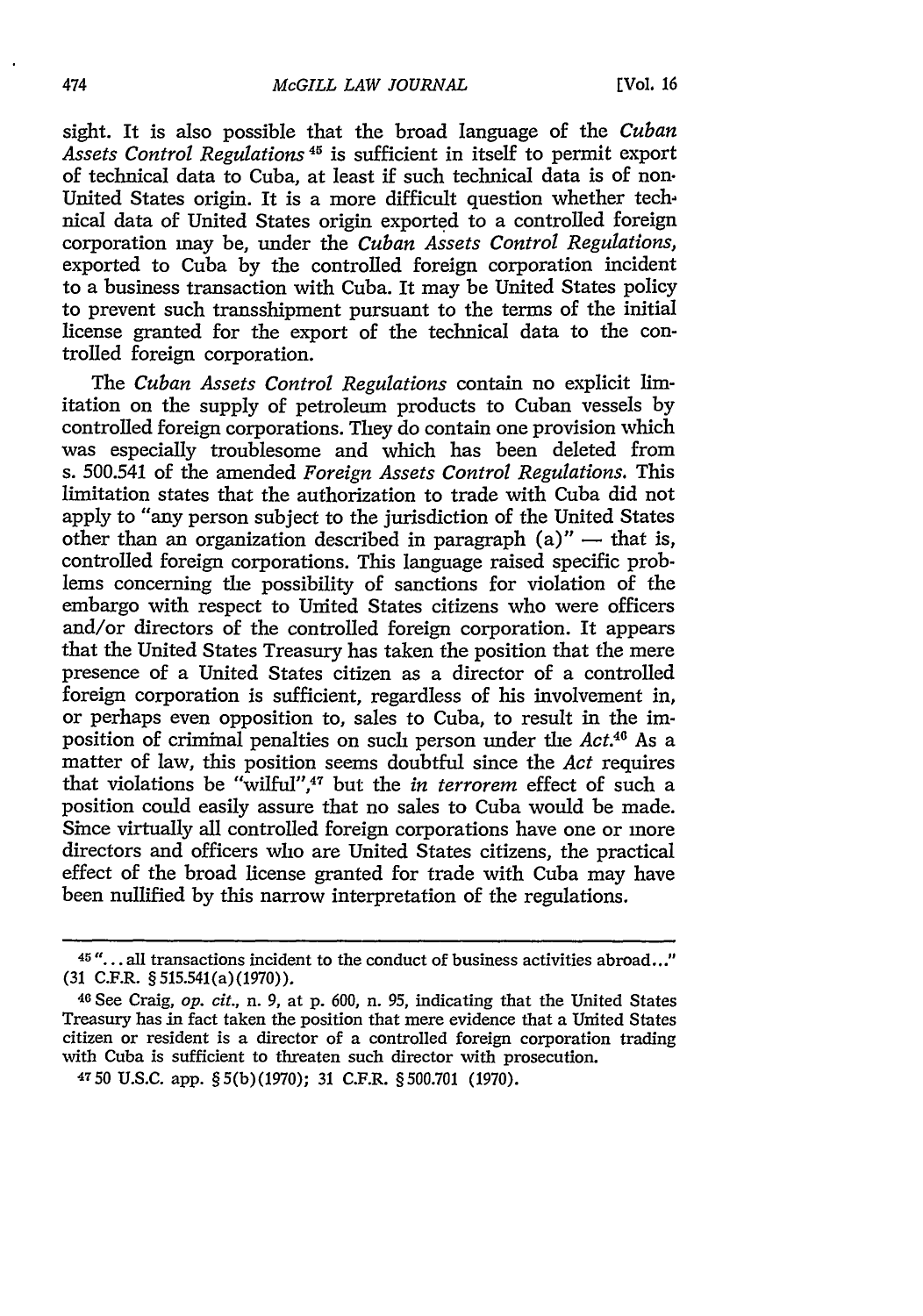sight. It is also possible that the broad language of the *Cuban Assets Control Regulations*[45] is sufficient in itself to permit export of technical data to Cuba, at least if such technical data is of non-United States origin. It is a more difficult question whether technical data of United States origin exported to a controlled foreign corporation may be, under the *Cuban Assets Control Regulations*, exported to Cuba by the controlled foreign corporation incident to a business transaction with Cuba. It may be United States policy to prevent such transshipment pursuant to the terms of the initial license granted for the export of the technical data to the controlled foreign corporation.

The *Cuban Assets Control Regulations* contain no explicit limitation on the supply of petroleum products to Cuban vessels by controlled foreign corporations. They do contain one provision which was especially troublesome and which has been deleted from s. 500.541 of the amended *Foreign Assets Control Regulations*. This limitation states that the authorization to trade with Cuba did not apply to "any person subject to the jurisdiction of the United States other than an organization described in paragraph (a)" — that is, controlled foreign corporations. This language raised specific problems concerning the possibility of sanctions for violation of the embargo with respect to United States citizens who were officers and/or directors of the controlled foreign corporation. It appears that the United States Treasury has taken the position that the mere presence of a United States citizen as a director of a controlled foreign corporation is sufficient, regardless of his involvement in, or perhaps even opposition to, sales to Cuba, to result in the imposition of criminal penalties on such person under the *Act*.[46] As a matter of law, this position seems doubtful since the *Act* requires that violations be "wilful",[47] but the *in terrorem* effect of such a position could easily assure that no sales to Cuba would be made. Since virtually all controlled foreign corporations have one or more directors and officers who are United States citizens, the practical effect of the broad license granted for trade with Cuba may have been nullified by this narrow interpretation of the regulations.

---

[45] "... all transactions incident to the conduct of business activities abroad..." (31 C.F.R. § 515.541(a)(1970)).

[46] See Craig, *op. cit.*, n. 9, at p. 600, n. 95, indicating that the United States Treasury has in fact taken the position that mere evidence that a United States citizen or resident is a director of a controlled foreign corporation trading with Cuba is sufficient to threaten such director with prosecution.

[47] 50 U.S.C. app. § 5(b)(1970); 31 C.F.R. § 500.701 (1970).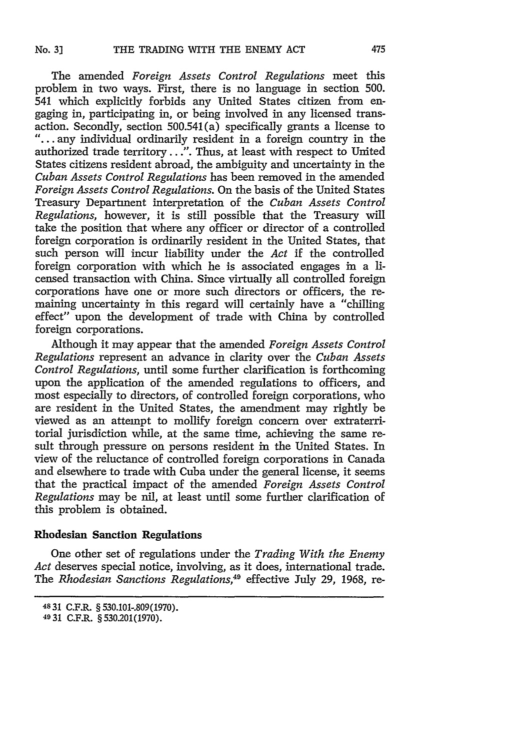The amended *Foreign Assets Control Regulations* meet this problem in two ways. First, there is no language in section 500.541 which explicitly forbids any United States citizen from engaging in, participating in, or being involved in any licensed transaction. Secondly, section 500.541(a) specifically grants a license to "... any individual ordinarily resident in a foreign country in the authorized trade territory ...". Thus, at least with respect to United States citizens resident abroad, the ambiguity and uncertainty in the *Cuban Assets Control Regulations* has been removed in the amended *Foreign Assets Control Regulations*. On the basis of the United States Treasury Department interpretation of the *Cuban Assets Control Regulations*, however, it is still possible that the Treasury will take the position that where any officer or director of a controlled foreign corporation is ordinarily resident in the United States, that such person will incur liability under the *Act* if the controlled foreign corporation with which he is associated engages in a licensed transaction with China. Since virtually all controlled foreign corporations have one or more such directors or officers, the remaining uncertainty in this regard will certainly have a "chilling effect" upon the development of trade with China by controlled foreign corporations.

Although it may appear that the amended *Foreign Assets Control Regulations* represent an advance in clarity over the *Cuban Assets Control Regulations*, until some further clarification is forthcoming upon the application of the amended regulations to officers, and most especially to directors, of controlled foreign corporations, who are resident in the United States, the amendment may rightly be viewed as an attempt to mollify foreign concern over extraterritorial jurisdiction while, at the same time, achieving the same result through pressure on persons resident in the United States. In view of the reluctance of controlled foreign corporations in Canada and elsewhere to trade with Cuba under the general license, it seems that the practical impact of the amended *Foreign Assets Control Regulations* may be nil, at least until some further clarification of this problem is obtained.

## Rhodesian Sanction Regulations

One other set of regulations under the *Trading With the Enemy Act* deserves special notice, involving, as it does, international trade. The *Rhodesian Sanctions Regulations*,[49] effective July 29, 1968, re-

---

[48] 31 C.F.R. § 530.101-.809(1970).

[49] 31 C.F.R. § 530.201(1970).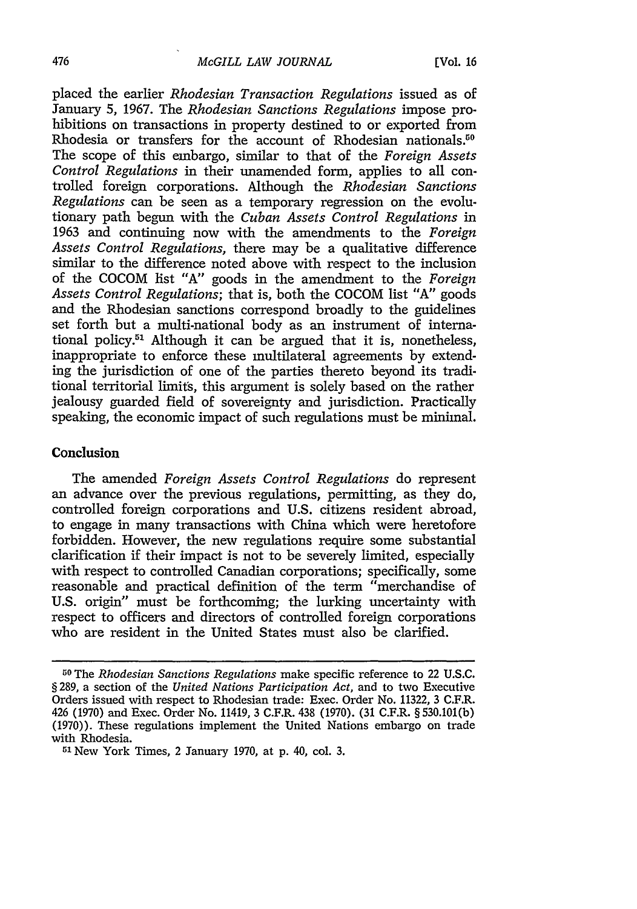placed the earlier *Rhodesian Transaction Regulations* issued as of January 5, 1967. The *Rhodesian Sanctions Regulations* impose prohibitions on transactions in property destined to or exported from Rhodesia or transfers for the account of Rhodesian nationals.[50] The scope of this embargo, similar to that of the *Foreign Assets Control Regulations* in their unamended form, applies to all controlled foreign corporations. Although the *Rhodesian Sanctions Regulations* can be seen as a temporary regression on the evolutionary path begun with the *Cuban Assets Control Regulations* in 1963 and continuing now with the amendments to the *Foreign Assets Control Regulations*, there may be a qualitative difference similar to the difference noted above with respect to the inclusion of the COCOM list "A" goods in the amendment to the *Foreign Assets Control Regulations*; that is, both the COCOM list "A" goods and the Rhodesian sanctions correspond broadly to the guidelines set forth but a multi-national body as an instrument of international policy.[51] Although it can be argued that it is, nonetheless, inappropriate to enforce these multilateral agreements by extending the jurisdiction of one of the parties thereto beyond its traditional territorial limits, this argument is solely based on the rather jealousy guarded field of sovereignty and jurisdiction. Practically speaking, the economic impact of such regulations must be minimal.

## Conclusion

The amended *Foreign Assets Control Regulations* do represent an advance over the previous regulations, permitting, as they do, controlled foreign corporations and U.S. citizens resident abroad, to engage in many transactions with China which were heretofore forbidden. However, the new regulations require some substantial clarification if their impact is not to be severely limited, especially with respect to controlled Canadian corporations; specifically, some reasonable and practical definition of the term "merchandise of U.S. origin" must be forthcoming; the lurking uncertainty with respect to officers and directors of controlled foreign corporations who are resident in the United States must also be clarified.

---

[50] The *Rhodesian Sanctions Regulations* make specific reference to 22 U.S.C. § 289, a section of the *United Nations Participation Act*, and to two Executive Orders issued with respect to Rhodesian trade: Exec. Order No. 11322, 3 C.F.R. 426 (1970) and Exec. Order No. 11419, 3 C.F.R. 438 (1970). (31 C.F.R. § 530.101(b) (1970)). These regulations implement the United Nations embargo on trade with Rhodesia.

[51] New York Times, 2 January 1970, at p. 40, col. 3.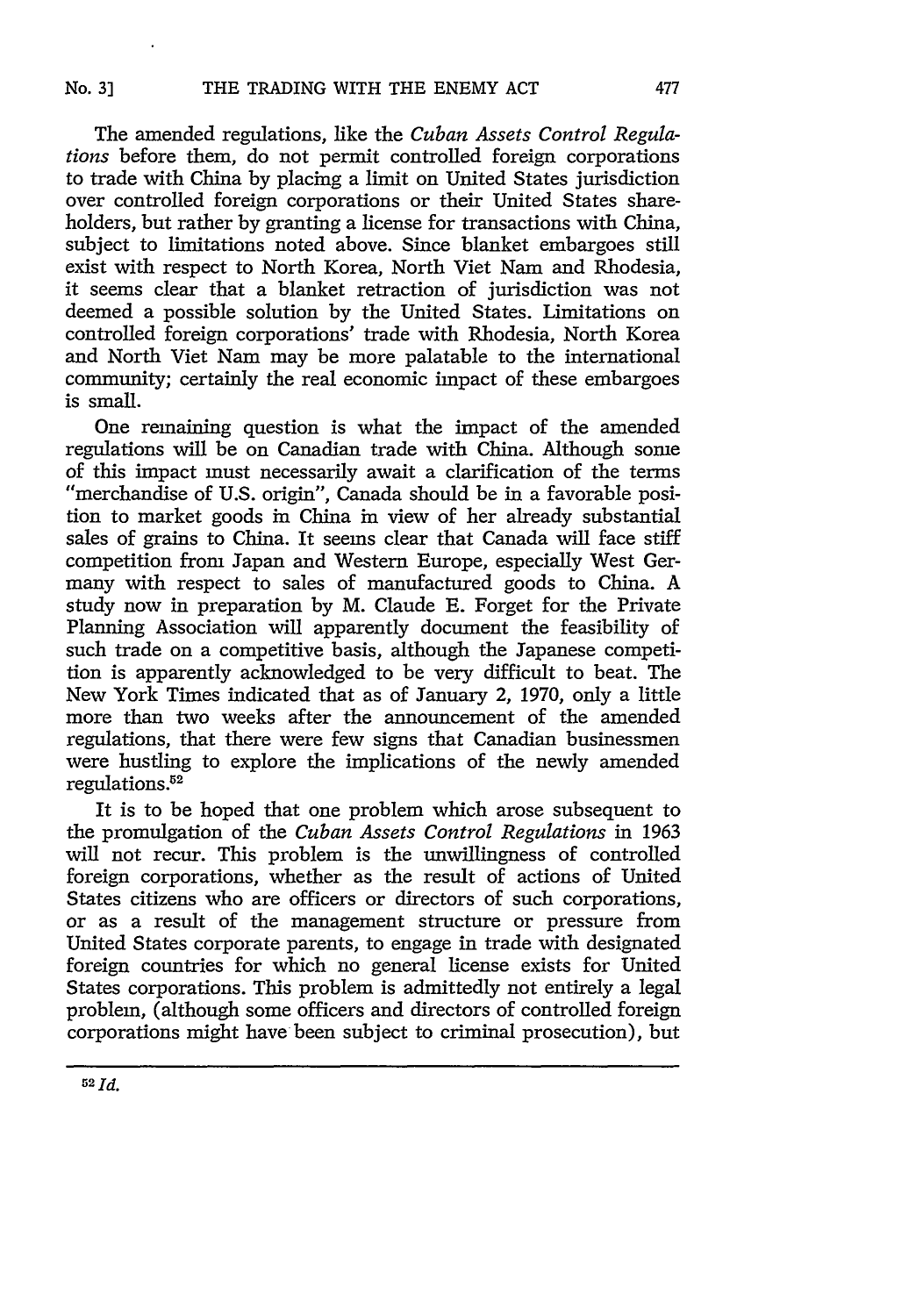The amended regulations, like the *Cuban Assets Control Regulations* before them, do not permit controlled foreign corporations to trade with China by placing a limit on United States jurisdiction over controlled foreign corporations or their United States shareholders, but rather by granting a license for transactions with China, subject to limitations noted above. Since blanket embargoes still exist with respect to North Korea, North Viet Nam and Rhodesia, it seems clear that a blanket retraction of jurisdiction was not deemed a possible solution by the United States. Limitations on controlled foreign corporations' trade with Rhodesia, North Korea and North Viet Nam may be more palatable to the international community; certainly the real economic impact of these embargoes is small.

One remaining question is what the impact of the amended regulations will be on Canadian trade with China. Although some of this impact must necessarily await a clarification of the terms "merchandise of U.S. origin", Canada should be in a favorable position to market goods in China in view of her already substantial sales of grains to China. It seems clear that Canada will face stiff competition from Japan and Western Europe, especially West Germany with respect to sales of manufactured goods to China. A study now in preparation by M. Claude E. Forget for the Private Planning Association will apparently document the feasibility of such trade on a competitive basis, although the Japanese competition is apparently acknowledged to be very difficult to beat. The New York Times indicated that as of January 2, 1970, only a little more than two weeks after the announcement of the amended regulations, that there were few signs that Canadian businessmen were hustling to explore the implications of the newly amended regulations.[52]

It is to be hoped that one problem which arose subsequent to the promulgation of the *Cuban Assets Control Regulations* in 1963 will not recur. This problem is the unwillingness of controlled foreign corporations, whether as the result of actions of United States citizens who are officers or directors of such corporations, or as a result of the management structure or pressure from United States corporate parents, to engage in trade with designated foreign countries for which no general license exists for United States corporations. This problem is admittedly not entirely a legal problem, (although some officers and directors of controlled foreign corporations might have been subject to criminal prosecution), but

---

[52] *Id.*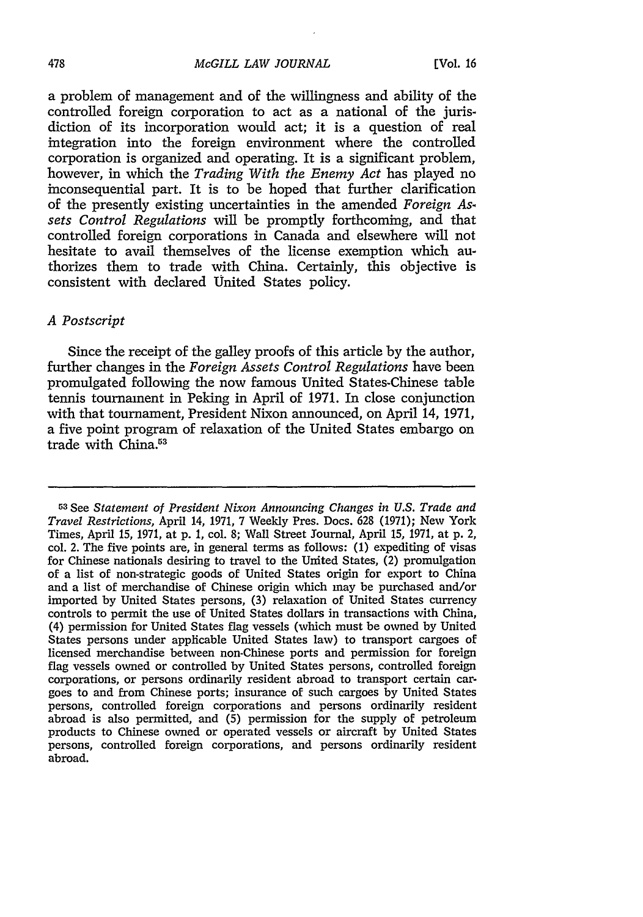a problem of management and of the willingness and ability of the controlled foreign corporation to act as a national of the jurisdiction of its incorporation would act; it is a question of real integration into the foreign environment where the controlled corporation is organized and operating. It is a significant problem, however, in which the *Trading With the Enemy Act* has played no inconsequential part. It is to be hoped that further clarification of the presently existing uncertainties in the amended *Foreign Assets Control Regulations* will be promptly forthcoming, and that controlled foreign corporations in Canada and elsewhere will not hesitate to avail themselves of the license exemption which authorizes them to trade with China. Certainly, this objective is consistent with declared United States policy.

### *A Postscript*

Since the receipt of the galley proofs of this article by the author, further changes in the *Foreign Assets Control Regulations* have been promulgated following the now famous United States-Chinese table tennis tournament in Peking in April of 1971. In close conjunction with that tournament, President Nixon announced, on April 14, 1971, a five point program of relaxation of the United States embargo on trade with China.[53]

---

[53] See *Statement of President Nixon Announcing Changes in U.S. Trade and Travel Restrictions*, April 14, 1971, 7 Weekly Pres. Docs. 628 (1971); New York Times, April 15, 1971, at p. 1, col. 8; Wall Street Journal, April 15, 1971, at p. 2, col. 2. The five points are, in general terms as follows: (1) expediting of visas for Chinese nationals desiring to travel to the United States, (2) promulgation of a list of non-strategic goods of United States origin for export to China and a list of merchandise of Chinese origin which may be purchased and/or imported by United States persons, (3) relaxation of United States currency controls to permit the use of United States dollars in transactions with China, (4) permission for United States flag vessels (which must be owned by United States persons under applicable United States law) to transport cargoes of licensed merchandise between non-Chinese ports and permission for foreign flag vessels owned or controlled by United States persons, controlled foreign corporations, or persons ordinarily resident abroad to transport certain cargoes to and from Chinese ports; insurance of such cargoes by United States persons, controlled foreign corporations and persons ordinarily resident abroad is also permitted, and (5) permission for the supply of petroleum products to Chinese owned or operated vessels or aircraft by United States persons, controlled foreign corporations, and persons ordinarily resident abroad.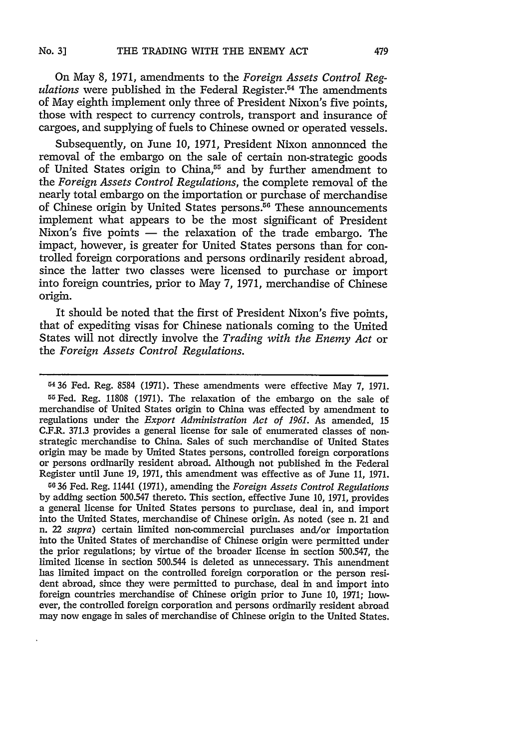On May 8, 1971, amendments to the *Foreign Assets Control Regulations* were published in the Federal Register.[54] The amendments of May eighth implement only three of President Nixon's five points, those with respect to currency controls, transport and insurance of cargoes, and supplying of fuels to Chinese owned or operated vessels.

Subsequently, on June 10, 1971, President Nixon announced the removal of the embargo on the sale of certain non-strategic goods of United States origin to China,[55] and by further amendment to the *Foreign Assets Control Regulations*, the complete removal of the nearly total embargo on the importation or purchase of merchandise of Chinese origin by United States persons.[56] These announcements implement what appears to be the most significant of President Nixon's five points — the relaxation of the trade embargo. The impact, however, is greater for United States persons than for controlled foreign corporations and persons ordinarily resident abroad, since the latter two classes were licensed to purchase or import into foreign countries, prior to May 7, 1971, merchandise of Chinese origin.

It should be noted that the first of President Nixon's five points, that of expediting visas for Chinese nationals coming to the United States will not directly involve the *Trading with the Enemy Act* or the *Foreign Assets Control Regulations*.

---

[54] 36 Fed. Reg. 8584 (1971). These amendments were effective May 7, 1971.

[55] Fed. Reg. 11808 (1971). The relaxation of the embargo on the sale of merchandise of United States origin to China was effected by amendment to regulations under the *Export Administration Act of 1961*. As amended, 15 C.F.R. 371.3 provides a general license for sale of enumerated classes of non-strategic merchandise to China. Sales of such merchandise of United States origin may be made by United States persons, controlled foreign corporations or persons ordinarily resident abroad. Although not published in the Federal Register until June 19, 1971, this amendment was effective as of June 11, 1971.

[56] 36 Fed. Reg. 11441 (1971), amending the *Foreign Assets Control Regulations* by adding section 500.547 thereto. This section, effective June 10, 1971, provides a general license for United States persons to purchase, deal in, and import into the United States, merchandise of Chinese origin. As noted (see n. 21 and n. 22 *supra*) certain limited non-commercial purchases and/or importation into the United States of merchandise of Chinese origin were permitted under the prior regulations; by virtue of the broader license in section 500.547, the limited license in section 500.544 is deleted as unnecessary. This amendment has limited impact on the controlled foreign corporation or the person resident abroad, since they were permitted to purchase, deal in and import into foreign countries merchandise of Chinese origin prior to June 10, 1971; however, the controlled foreign corporation and persons ordinarily resident abroad may now engage in sales of merchandise of Chinese origin to the United States.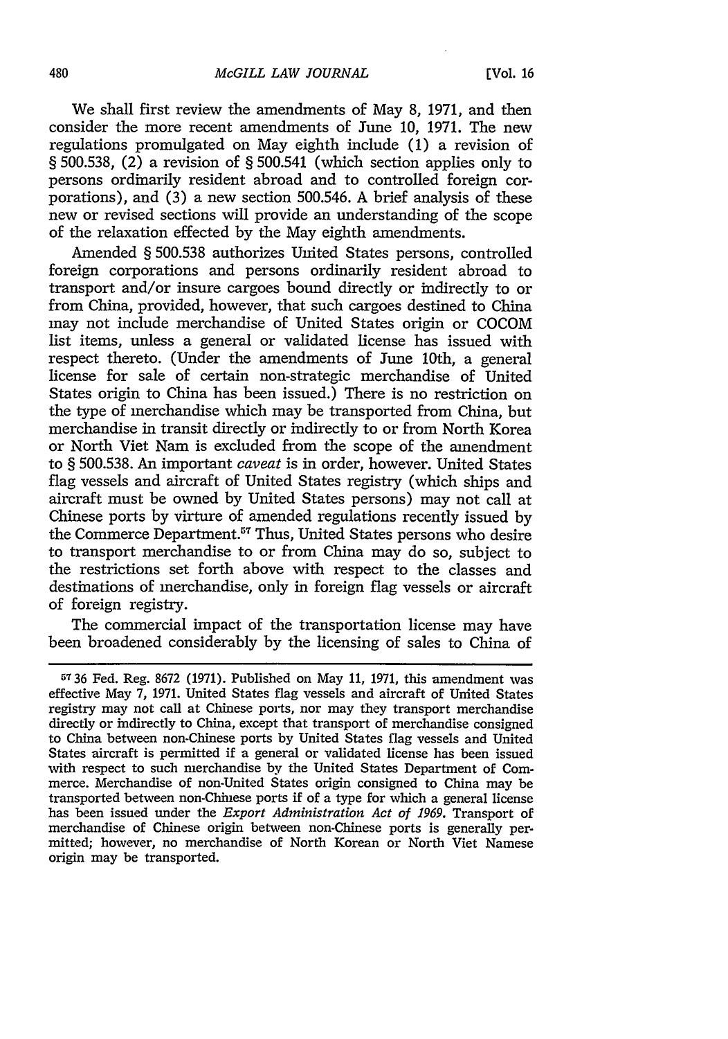We shall first review the amendments of May 8, 1971, and then consider the more recent amendments of June 10, 1971. The new regulations promulgated on May eighth include (1) a revision of § 500.538, (2) a revision of § 500.541 (which section applies only to persons ordinarily resident abroad and to controlled foreign corporations), and (3) a new section 500.546. A brief analysis of these new or revised sections will provide an understanding of the scope of the relaxation effected by the May eighth amendments.

Amended § 500.538 authorizes United States persons, controlled foreign corporations and persons ordinarily resident abroad to transport and/or insure cargoes bound directly or indirectly to or from China, provided, however, that such cargoes destined to China may not include merchandise of United States origin or COCOM list items, unless a general or validated license has issued with respect thereto. (Under the amendments of June 10th, a general license for sale of certain non-strategic merchandise of United States origin to China has been issued.) There is no restriction on the type of merchandise which may be transported from China, but merchandise in transit directly or indirectly to or from North Korea or North Viet Nam is excluded from the scope of the amendment to § 500.538. An important *caveat* is in order, however. United States flag vessels and aircraft of United States registry (which ships and aircraft must be owned by United States persons) may not call at Chinese ports by virture of amended regulations recently issued by the Commerce Department.[57] Thus, United States persons who desire to transport merchandise to or from China may do so, subject to the restrictions set forth above with respect to the classes and destinations of merchandise, only in foreign flag vessels or aircraft of foreign registry.

The commercial impact of the transportation license may have been broadened considerably by the licensing of sales to China of

---

[57] 36 Fed. Reg. 8672 (1971). Published on May 11, 1971, this amendment was effective May 7, 1971. United States flag vessels and aircraft of United States registry may not call at Chinese ports, nor may they transport merchandise directly or indirectly to China, except that transport of merchandise consigned to China between non-Chinese ports by United States flag vessels and United States aircraft is permitted if a general or validated license has been issued with respect to such merchandise by the United States Department of Commerce. Merchandise of non-United States origin consigned to China may be transported between non-Chinese ports if of a type for which a general license has been issued under the *Export Administration Act of 1969*. Transport of merchandise of Chinese origin between non-Chinese ports is generally permitted; however, no merchandise of North Korean or North Viet Namese origin may be transported.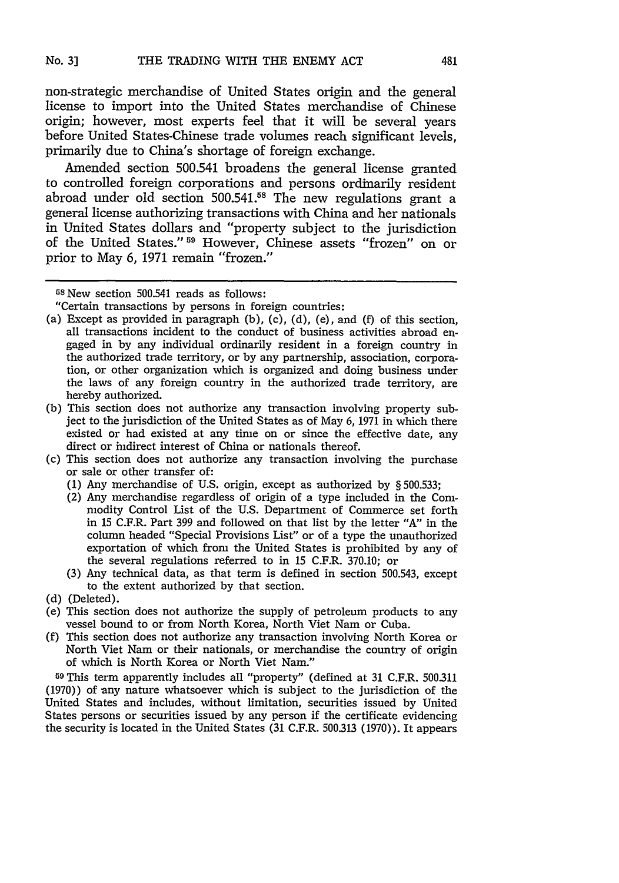non-strategic merchandise of United States origin and the general license to import into the United States merchandise of Chinese origin; however, most experts feel that it will be several years before United States-Chinese trade volumes reach significant levels, primarily due to China's shortage of foreign exchange.

Amended section 500.541 broadens the general license granted to controlled foreign corporations and persons ordinarily resident abroad under old section 500.541.[58] The new regulations grant a general license authorizing transactions with China and her nationals in United States dollars and "property subject to the jurisdiction of the United States."[59] However, Chinese assets "frozen" on or prior to May 6, 1971 remain "frozen."

---

[58] New section 500.541 reads as follows:

"Certain transactions by persons in foreign countries:

(a) Except as provided in paragraph (b), (c), (d), (e), and (f) of this section, all transactions incident to the conduct of business activities abroad engaged in by any individual ordinarily resident in a foreign country in the authorized trade territory, or by any partnership, association, corporation, or other organization which is organized and doing business under the laws of any foreign country in the authorized trade territory, are hereby authorized.

(b) This section does not authorize any transaction involving property subject to the jurisdiction of the United States as of May 6, 1971 in which there existed or had existed at any time on or since the effective date, any direct or indirect interest of China or nationals thereof.

(c) This section does not authorize any transaction involving the purchase or sale or other transfer of:
   (1) Any merchandise of U.S. origin, except as authorized by § 500.533;
   (2) Any merchandise regardless of origin of a type included in the Commodity Control List of the U.S. Department of Commerce set forth in 15 C.F.R. Part 399 and followed on that list by the letter "A" in the column headed "Special Provisions List" or of a type the unauthorized exportation of which from the United States is prohibited by any of the several regulations referred to in 15 C.F.R. 370.10; or
   (3) Any technical data, as that term is defined in section 500.543, except to the extent authorized by that section.

(d) (Deleted).

(e) This section does not authorize the supply of petroleum products to any vessel bound to or from North Korea, North Viet Nam or Cuba.

(f) This section does not authorize any transaction involving North Korea or North Viet Nam or their nationals, or merchandise the country of origin of which is North Korea or North Viet Nam."

[59] This term apparently includes all "property" (defined at 31 C.F.R. 500.311 (1970)) of any nature whatsoever which is subject to the jurisdiction of the United States and includes, without limitation, securities issued by United States persons or securities issued by any person if the certificate evidencing the security is located in the United States (31 C.F.R. 500.313 (1970)). It appears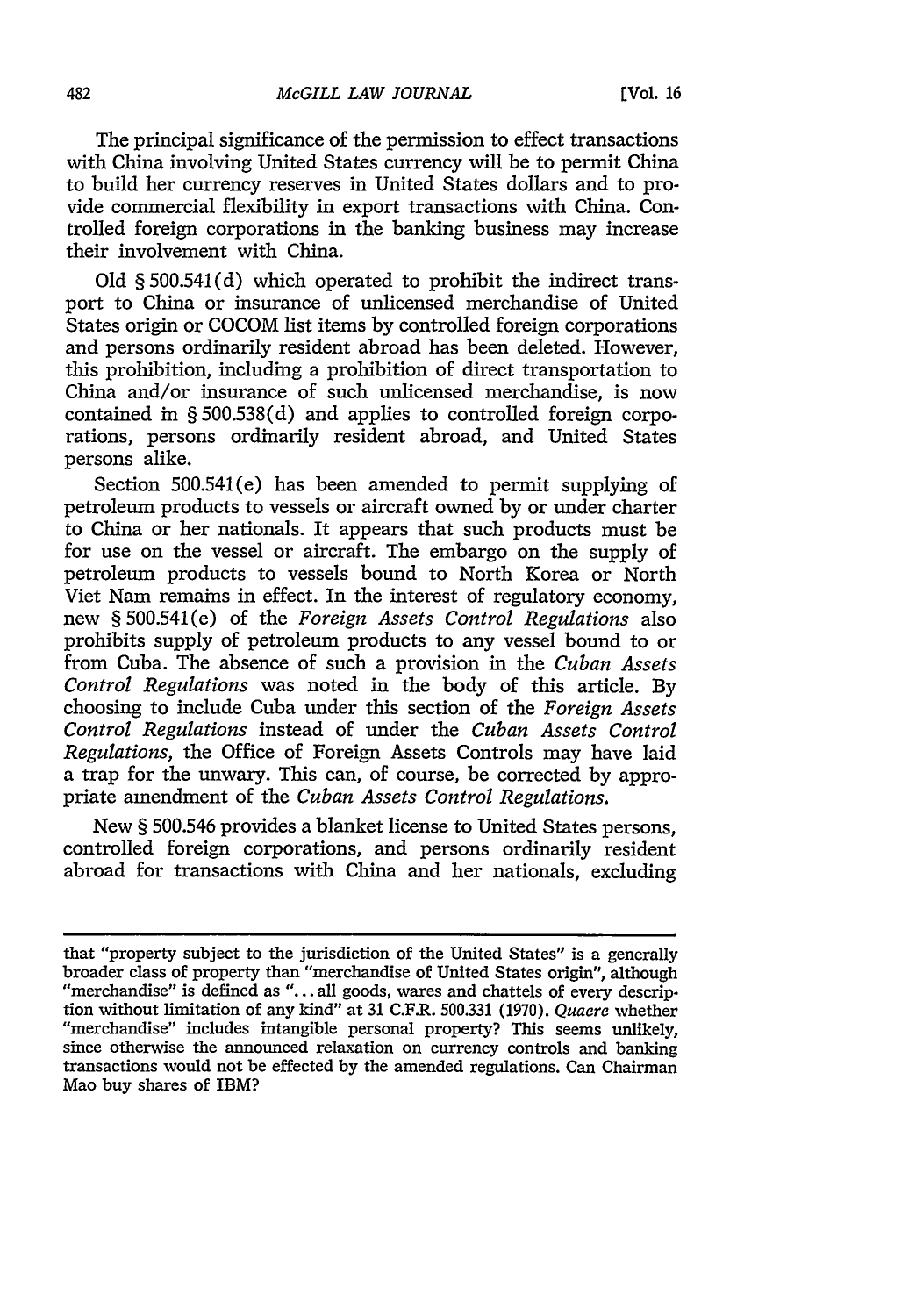The principal significance of the permission to effect transactions with China involving United States currency will be to permit China to build her currency reserves in United States dollars and to provide commercial flexibility in export transactions with China. Controlled foreign corporations in the banking business may increase their involvement with China.

Old § 500.541(d) which operated to prohibit the indirect transport to China or insurance of unlicensed merchandise of United States origin or COCOM list items by controlled foreign corporations and persons ordinarily resident abroad has been deleted. However, this prohibition, including a prohibition of direct transportation to China and/or insurance of such unlicensed merchandise, is now contained in § 500.538(d) and applies to controlled foreign corporations, persons ordinarily resident abroad, and United States persons alike.

Section 500.541(e) has been amended to permit supplying of petroleum products to vessels or aircraft owned by or under charter to China or her nationals. It appears that such products must be for use on the vessel or aircraft. The embargo on the supply of petroleum products to vessels bound to North Korea or North Viet Nam remains in effect. In the interest of regulatory economy, new § 500.541(e) of the *Foreign Assets Control Regulations* also prohibits supply of petroleum products to any vessel bound to or from Cuba. The absence of such a provision in the *Cuban Assets Control Regulations* was noted in the body of this article. By choosing to include Cuba under this section of the *Foreign Assets Control Regulations* instead of under the *Cuban Assets Control Regulations*, the Office of Foreign Assets Controls may have laid a trap for the unwary. This can, of course, be corrected by appropriate amendment of the *Cuban Assets Control Regulations*.

New § 500.546 provides a blanket license to United States persons, controlled foreign corporations, and persons ordinarily resident abroad for transactions with China and her nationals, excluding

---

that "property subject to the jurisdiction of the United States" is a generally broader class of property than "merchandise of United States origin", although "merchandise" is defined as "... all goods, wares and chattels of every description without limitation of any kind" at 31 C.F.R. 500.331 (1970). *Quaere* whether "merchandise" includes intangible personal property? This seems unlikely, since otherwise the announced relaxation on currency controls and banking transactions would not be effected by the amended regulations. Can Chairman Mao buy shares of IBM?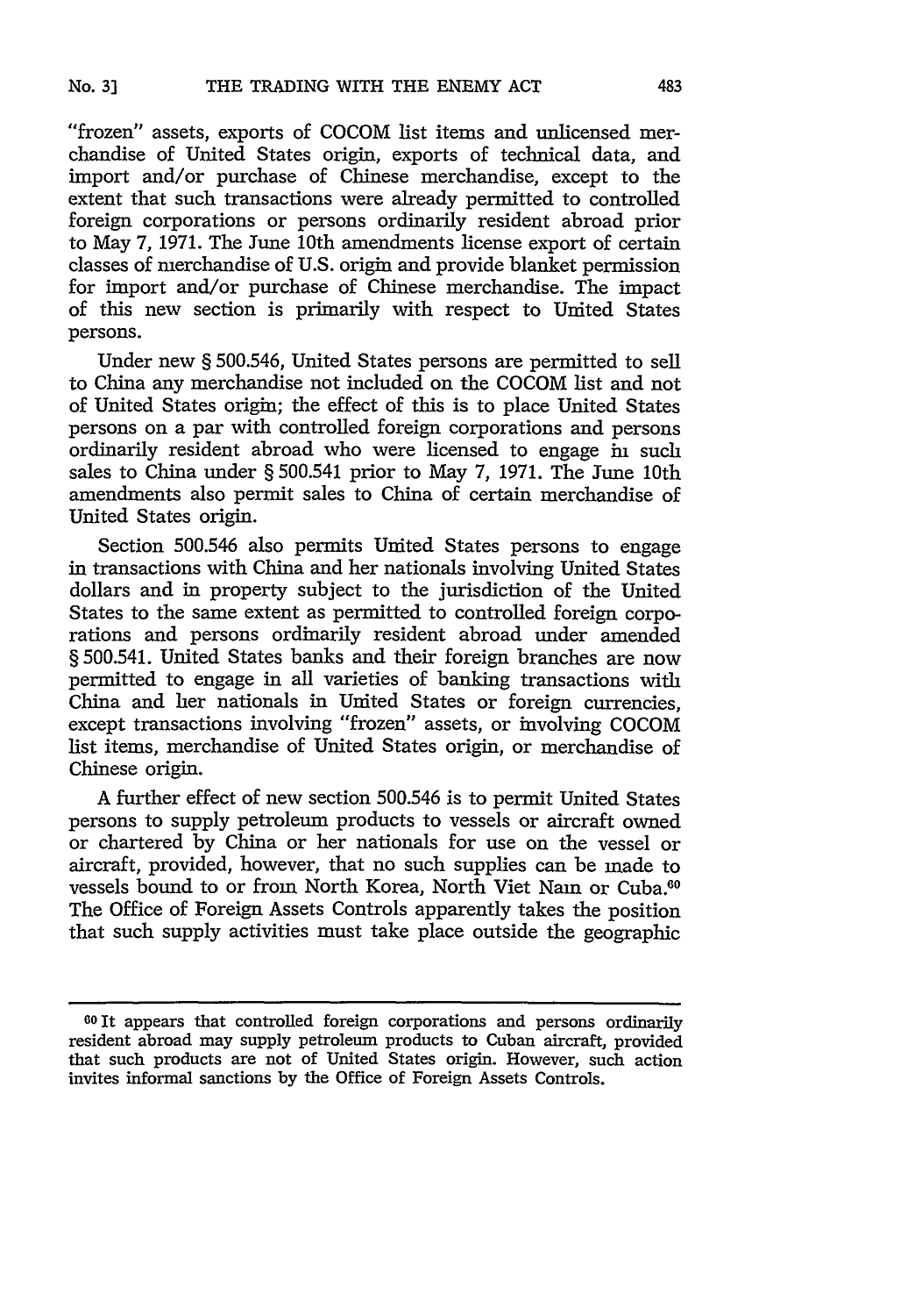"frozen" assets, exports of COCOM list items and unlicensed merchandise of United States origin, exports of technical data, and import and/or purchase of Chinese merchandise, except to the extent that such transactions were already permitted to controlled foreign corporations or persons ordinarily resident abroad prior to May 7, 1971. The June 10th amendments license export of certain classes of merchandise of U.S. origin and provide blanket permission for import and/or purchase of Chinese merchandise. The impact of this new section is primarily with respect to United States persons.

Under new § 500.546, United States persons are permitted to sell to China any merchandise not included on the COCOM list and not of United States origin; the effect of this is to place United States persons on a par with controlled foreign corporations and persons ordinarily resident abroad who were licensed to engage in such sales to China under § 500.541 prior to May 7, 1971. The June 10th amendments also permit sales to China of certain merchandise of United States origin.

Section 500.546 also permits United States persons to engage in transactions with China and her nationals involving United States dollars and in property subject to the jurisdiction of the United States to the same extent as permitted to controlled foreign corporations and persons ordinarily resident abroad under amended § 500.541. United States banks and their foreign branches are now permitted to engage in all varieties of banking transactions with China and her nationals in United States or foreign currencies, except transactions involving "frozen" assets, or involving COCOM list items, merchandise of United States origin, or merchandise of Chinese origin.

A further effect of new section 500.546 is to permit United States persons to supply petroleum products to vessels or aircraft owned or chartered by China or her nationals for use on the vessel or aircraft, provided, however, that no such supplies can be made to vessels bound to or from North Korea, North Viet Nam or Cuba.[60] The Office of Foreign Assets Controls apparently takes the position that such supply activities must take place outside the geographic

---

[60] It appears that controlled foreign corporations and persons ordinarily resident abroad may supply petroleum products to Cuban aircraft, provided that such products are not of United States origin. However, such action invites informal sanctions by the Office of Foreign Assets Controls.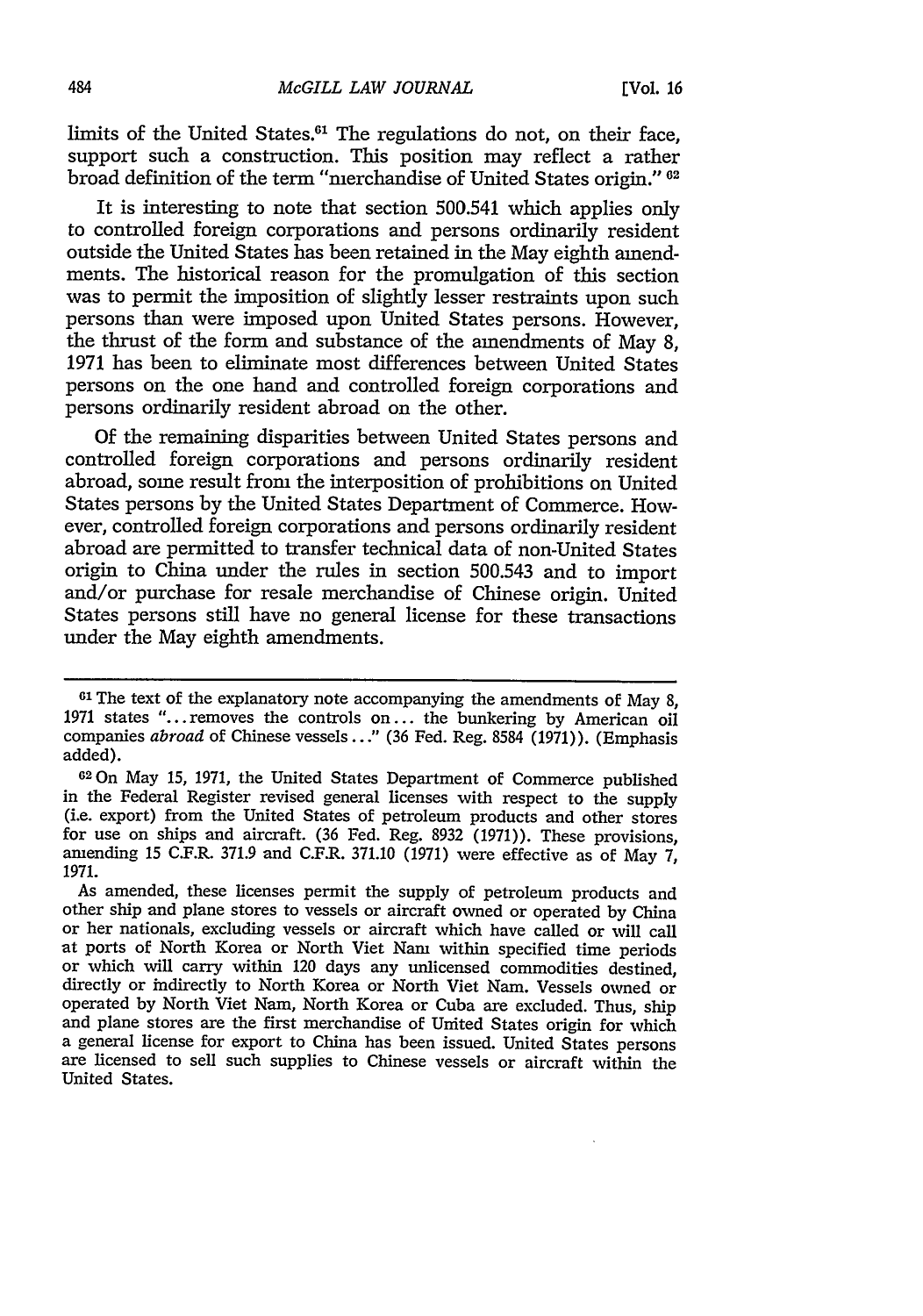limits of the United States.[61] The regulations do not, on their face, support such a construction. This position may reflect a rather broad definition of the term "merchandise of United States origin." [62]

It is interesting to note that section 500.541 which applies only to controlled foreign corporations and persons ordinarily resident outside the United States has been retained in the May eighth amendments. The historical reason for the promulgation of this section was to permit the imposition of slightly lesser restraints upon such persons than were imposed upon United States persons. However, the thrust of the form and substance of the amendments of May 8, 1971 has been to eliminate most differences between United States persons on the one hand and controlled foreign corporations and persons ordinarily resident abroad on the other.

Of the remaining disparities between United States persons and controlled foreign corporations and persons ordinarily resident abroad, some result from the interposition of prohibitions on United States persons by the United States Department of Commerce. However, controlled foreign corporations and persons ordinarily resident abroad are permitted to transfer technical data of non-United States origin to China under the rules in section 500.543 and to import and/or purchase for resale merchandise of Chinese origin. United States persons still have no general license for these transactions under the May eighth amendments.

---

[61] The text of the explanatory note accompanying the amendments of May 8, 1971 states "...removes the controls on... the bunkering by American oil companies *abroad* of Chinese vessels..." (36 Fed. Reg. 8584 (1971)). (Emphasis added).

[62] On May 15, 1971, the United States Department of Commerce published in the Federal Register revised general licenses with respect to the supply (i.e. export) from the United States of petroleum products and other stores for use on ships and aircraft. (36 Fed. Reg. 8932 (1971)). These provisions, amending 15 C.F.R. 371.9 and C.F.R. 371.10 (1971) were effective as of May 7, 1971.

As amended, these licenses permit the supply of petroleum products and other ship and plane stores to vessels or aircraft owned or operated by China or her nationals, excluding vessels or aircraft which have called or will call at ports of North Korea or North Viet Nam within specified time periods or which will carry within 120 days any unlicensed commodities destined, directly or indirectly to North Korea or North Viet Nam. Vessels owned or operated by North Viet Nam, North Korea or Cuba are excluded. Thus, ship and plane stores are the first merchandise of United States origin for which a general license for export to China has been issued. United States persons are licensed to sell such supplies to Chinese vessels or aircraft within the United States.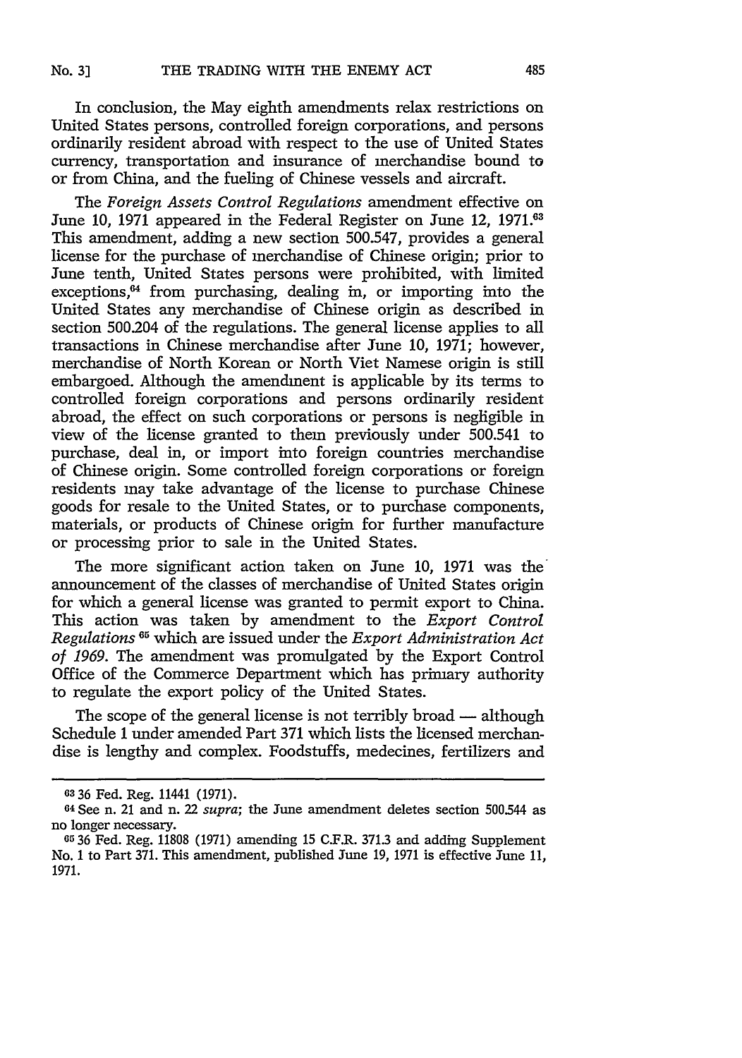In conclusion, the May eighth amendments relax restrictions on United States persons, controlled foreign corporations, and persons ordinarily resident abroad with respect to the use of United States currency, transportation and insurance of merchandise bound to or from China, and the fueling of Chinese vessels and aircraft.

The *Foreign Assets Control Regulations* amendment effective on June 10, 1971 appeared in the Federal Register on June 12, 1971.[63] This amendment, adding a new section 500.547, provides a general license for the purchase of merchandise of Chinese origin; prior to June tenth, United States persons were prohibited, with limited exceptions,[64] from purchasing, dealing in, or importing into the United States any merchandise of Chinese origin as described in section 500.204 of the regulations. The general license applies to all transactions in Chinese merchandise after June 10, 1971; however, merchandise of North Korean or North Viet Namese origin is still embargoed. Although the amendment is applicable by its terms to controlled foreign corporations and persons ordinarily resident abroad, the effect on such corporations or persons is negligible in view of the license granted to them previously under 500.541 to purchase, deal in, or import into foreign countries merchandise of Chinese origin. Some controlled foreign corporations or foreign residents may take advantage of the license to purchase Chinese goods for resale to the United States, or to purchase components, materials, or products of Chinese origin for further manufacture or processing prior to sale in the United States.

The more significant action taken on June 10, 1971 was the announcement of the classes of merchandise of United States origin for which a general license was granted to permit export to China. This action was taken by amendment to the *Export Control Regulations*[65] which are issued under the *Export Administration Act of 1969*. The amendment was promulgated by the Export Control Office of the Commerce Department which has primary authority to regulate the export policy of the United States.

The scope of the general license is not terribly broad — although Schedule 1 under amended Part 371 which lists the licensed merchandise is lengthy and complex. Foodstuffs, medecines, fertilizers and

---

[63] 36 Fed. Reg. 11441 (1971).

[64] See n. 21 and n. 22 *supra*; the June amendment deletes section 500.544 as no longer necessary.

[65] 36 Fed. Reg. 11808 (1971) amending 15 C.F.R. 371.3 and adding Supplement No. 1 to Part 371. This amendment, published June 19, 1971 is effective June 11, 1971.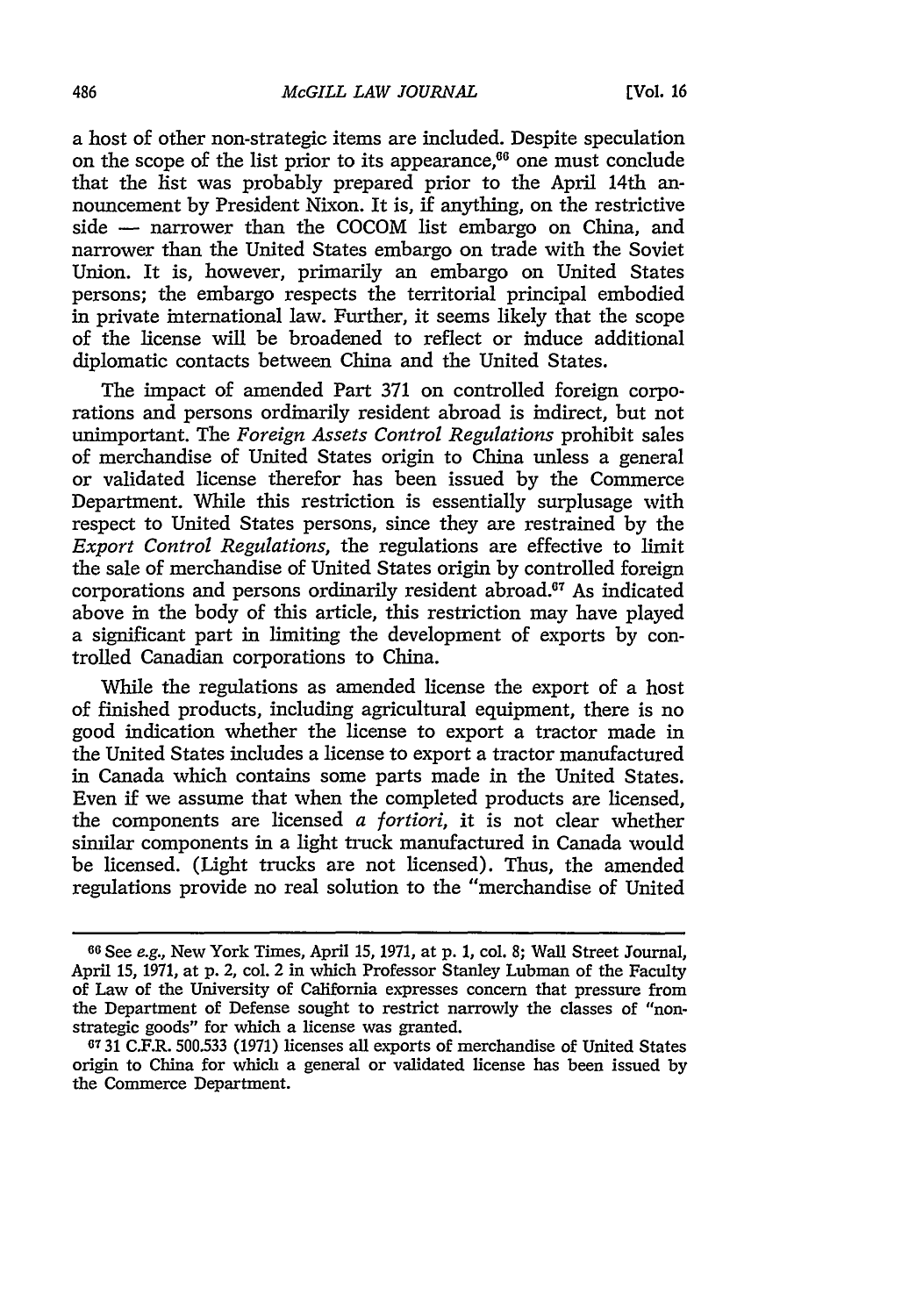a host of other non-strategic items are included. Despite speculation on the scope of the list prior to its appearance,[66] one must conclude that the list was probably prepared prior to the April 14th announcement by President Nixon. It is, if anything, on the restrictive side — narrower than the COCOM list embargo on China, and narrower than the United States embargo on trade with the Soviet Union. It is, however, primarily an embargo on United States persons; the embargo respects the territorial principal embodied in private international law. Further, it seems likely that the scope of the license will be broadened to reflect or induce additional diplomatic contacts between China and the United States.

The impact of amended Part 371 on controlled foreign corporations and persons ordinarily resident abroad is indirect, but not unimportant. The *Foreign Assets Control Regulations* prohibit sales of merchandise of United States origin to China unless a general or validated license therefor has been issued by the Commerce Department. While this restriction is essentially surplusage with respect to United States persons, since they are restrained by the *Export Control Regulations*, the regulations are effective to limit the sale of merchandise of United States origin by controlled foreign corporations and persons ordinarily resident abroad.[67] As indicated above in the body of this article, this restriction may have played a significant part in limiting the development of exports by controlled Canadian corporations to China.

While the regulations as amended license the export of a host of finished products, including agricultural equipment, there is no good indication whether the license to export a tractor made in the United States includes a license to export a tractor manufactured in Canada which contains some parts made in the United States. Even if we assume that when the completed products are licensed, the components are licensed *a fortiori*, it is not clear whether similar components in a light truck manufactured in Canada would be licensed. (Light trucks are not licensed). Thus, the amended regulations provide no real solution to the "merchandise of United

---

[66] See *e.g.*, New York Times, April 15, 1971, at p. 1, col. 8; Wall Street Journal, April 15, 1971, at p. 2, col. 2 in which Professor Stanley Lubman of the Faculty of Law of the University of California expresses concern that pressure from the Department of Defense sought to restrict narrowly the classes of "non-strategic goods" for which a license was granted.

[67] 31 C.F.R. 500.533 (1971) licenses all exports of merchandise of United States origin to China for which a general or validated license has been issued by the Commerce Department.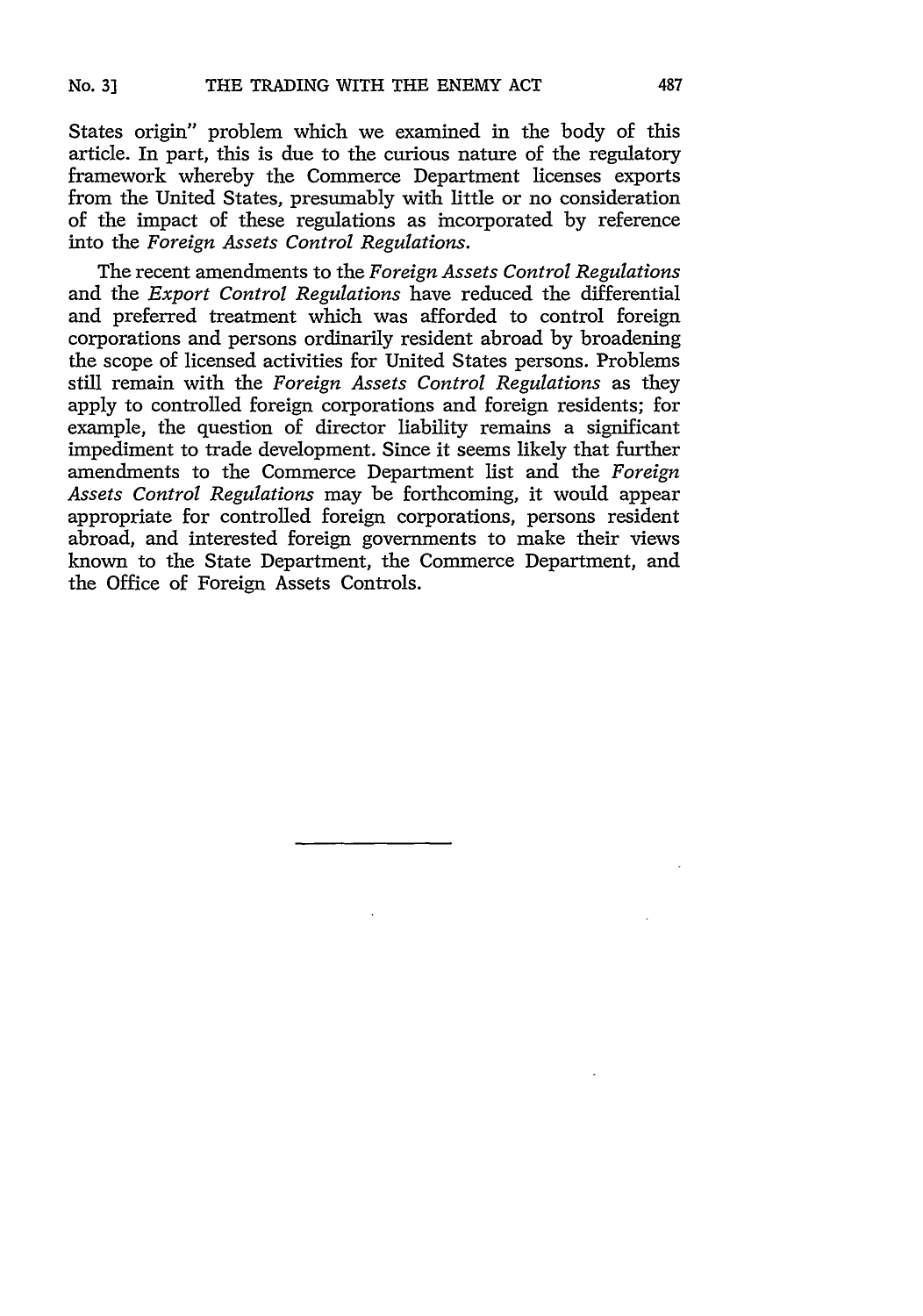States origin" problem which we examined in the body of this article. In part, this is due to the curious nature of the regulatory framework whereby the Commerce Department licenses exports from the United States, presumably with little or no consideration of the impact of these regulations as incorporated by reference into the *Foreign Assets Control Regulations.*

The recent amendments to the *Foreign Assets Control Regulations* and the *Export Control Regulations* have reduced the differential and preferred treatment which was afforded to control foreign corporations and persons ordinarily resident abroad by broadening the scope of licensed activities for United States persons. Problems still remain with the *Foreign Assets Control Regulations* as they apply to controlled foreign corporations and foreign residents; for example, the question of director liability remains a significant impediment to trade development. Since it seems likely that further amendments to the Commerce Department list and the *Foreign Assets Control Regulations* may be forthcoming, it would appear appropriate for controlled foreign corporations, persons resident abroad, and interested foreign governments to make their views known to the State Department, the Commerce Department, and the Office of Foreign Assets Controls.